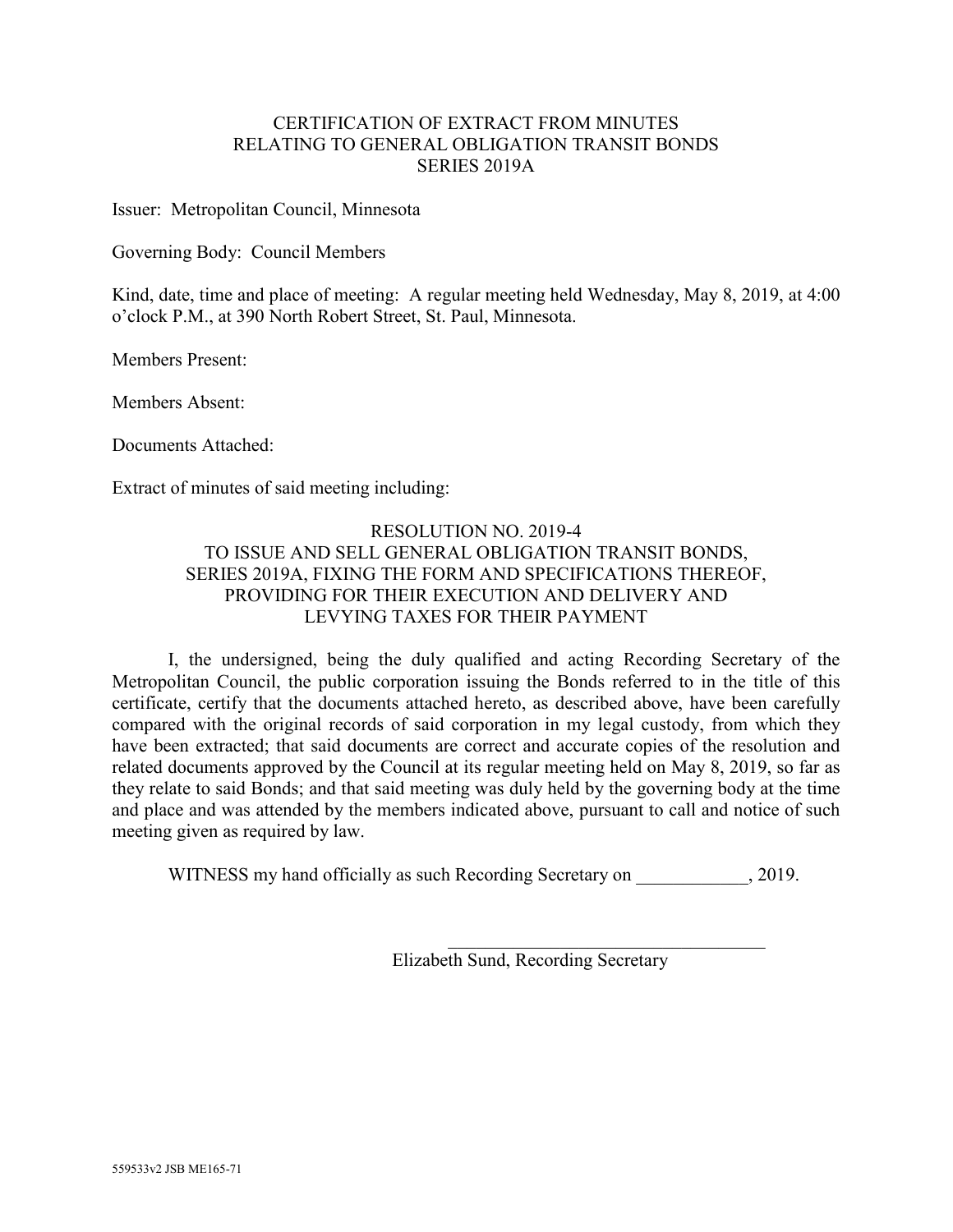# CERTIFICATION OF EXTRACT FROM MINUTES RELATING TO GENERAL OBLIGATION TRANSIT BONDS SERIES 2019A

Issuer: Metropolitan Council, Minnesota

Governing Body: Council Members

Kind, date, time and place of meeting: A regular meeting held Wednesday, May 8, 2019, at 4:00 o'clock P.M., at 390 North Robert Street, St. Paul, Minnesota.

Members Present:

Members Absent:

Documents Attached:

Extract of minutes of said meeting including:

## RESOLUTION NO. 2019-4 TO ISSUE AND SELL GENERAL OBLIGATION TRANSIT BONDS, SERIES 2019A, FIXING THE FORM AND SPECIFICATIONS THEREOF, PROVIDING FOR THEIR EXECUTION AND DELIVERY AND LEVYING TAXES FOR THEIR PAYMENT

I, the undersigned, being the duly qualified and acting Recording Secretary of the Metropolitan Council, the public corporation issuing the Bonds referred to in the title of this certificate, certify that the documents attached hereto, as described above, have been carefully compared with the original records of said corporation in my legal custody, from which they have been extracted; that said documents are correct and accurate copies of the resolution and related documents approved by the Council at its regular meeting held on May 8, 2019, so far as they relate to said Bonds; and that said meeting was duly held by the governing body at the time and place and was attended by the members indicated above, pursuant to call and notice of such meeting given as required by law.

WITNESS my hand officially as such Recording Secretary on ____________, 2019.

___________________________________

Elizabeth Sund, Recording Secretary

559533v2 JSB ME165-71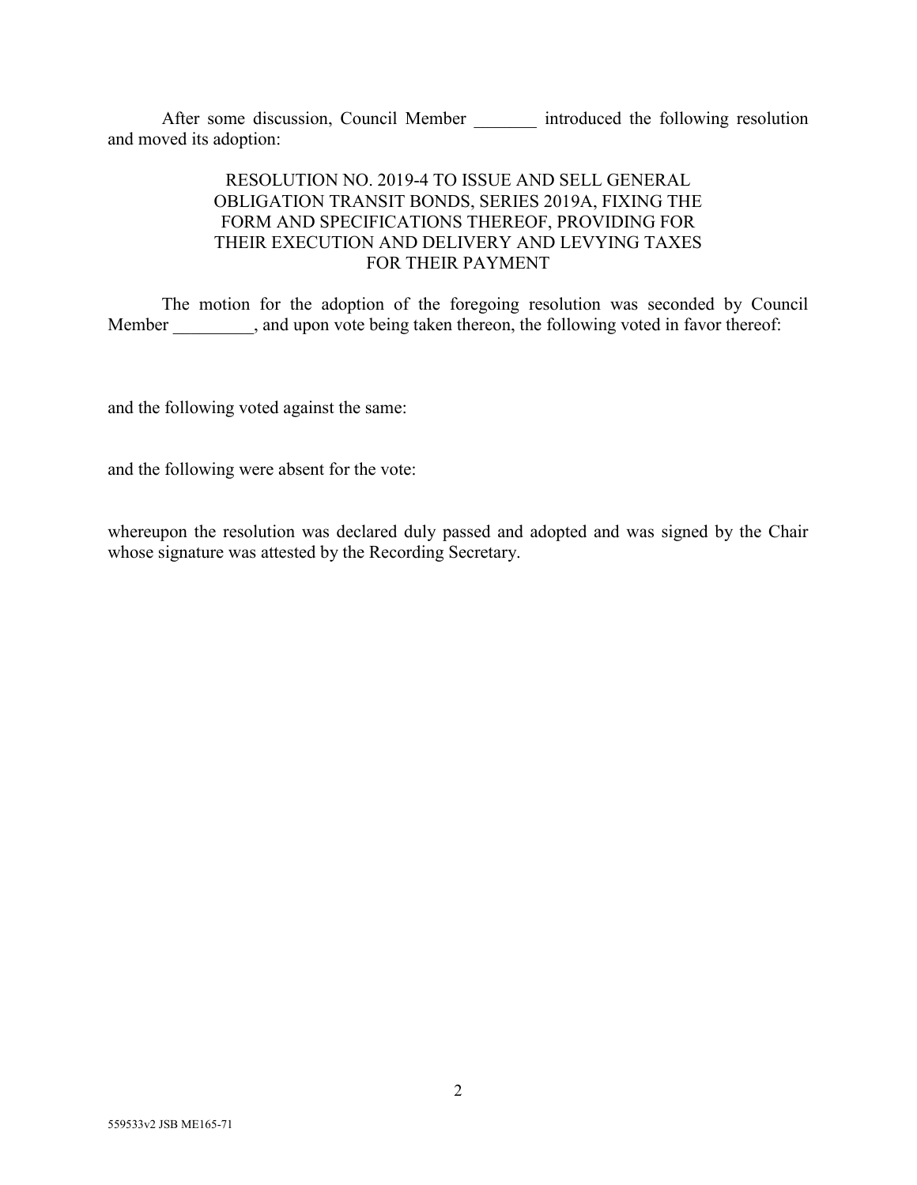After some discussion, Council Member _______ introduced the following resolution and moved its adoption:

RESOLUTION NO. 2019-4 TO ISSUE AND SELL GENERAL OBLIGATION TRANSIT BONDS, SERIES 2019A, FIXING THE FORM AND SPECIFICATIONS THEREOF, PROVIDING FOR THEIR EXECUTION AND DELIVERY AND LEVYING TAXES FOR THEIR PAYMENT

The motion for the adoption of the foregoing resolution was seconded by Council Member _________, and upon vote being taken thereon, the following voted in favor thereof:

and the following voted against the same:

and the following were absent for the vote:

whereupon the resolution was declared duly passed and adopted and was signed by the Chair whose signature was attested by the Recording Secretary.

559533v2 JSB ME165-71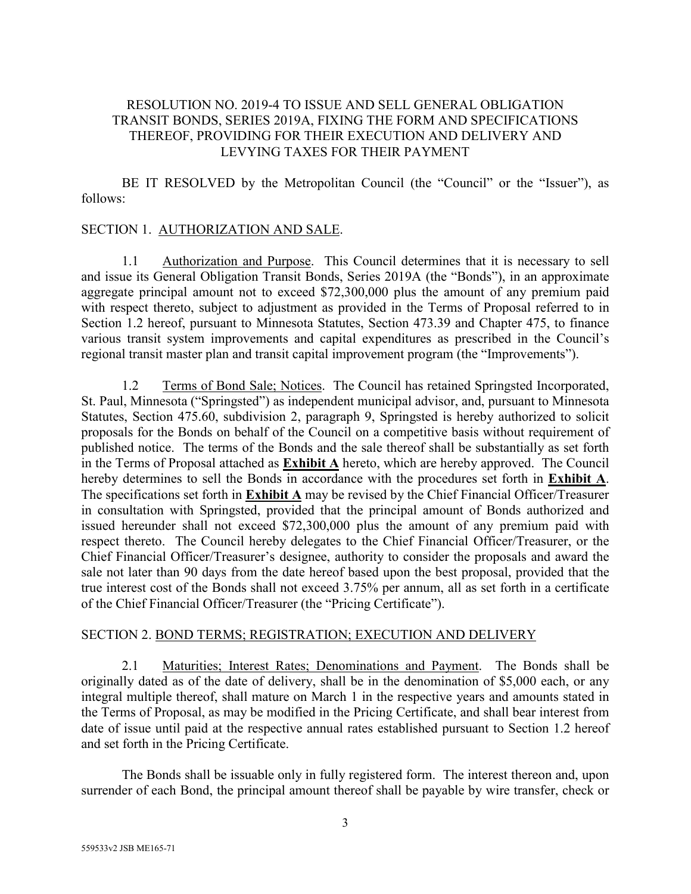# RESOLUTION NO. 2019-4 TO ISSUE AND SELL GENERAL OBLIGATION TRANSIT BONDS, SERIES 2019A, FIXING THE FORM AND SPECIFICATIONS THEREOF, PROVIDING FOR THEIR EXECUTION AND DELIVERY AND LEVYING TAXES FOR THEIR PAYMENT

BE IT RESOLVED by the Metropolitan Council (the "Council" or the "Issuer"), as follows:

## SECTION 1. AUTHORIZATION AND SALE.

1.1 Authorization and Purpose. This Council determines that it is necessary to sell and issue its General Obligation Transit Bonds, Series 2019A (the "Bonds"), in an approximate aggregate principal amount not to exceed $72,300,000 plus the amount of any premium paid with respect thereto, subject to adjustment as provided in the Terms of Proposal referred to in Section 1.2 hereof, pursuant to Minnesota Statutes, Section 473.39 and Chapter 475, to finance various transit system improvements and capital expenditures as prescribed in the Council's regional transit master plan and transit capital improvement program (the "Improvements").

1.2 Terms of Bond Sale; Notices. The Council has retained Springsted Incorporated, St. Paul, Minnesota ("Springsted") as independent municipal advisor, and, pursuant to Minnesota Statutes, Section 475.60, subdivision 2, paragraph 9, Springsted is hereby authorized to solicit proposals for the Bonds on behalf of the Council on a competitive basis without requirement of published notice. The terms of the Bonds and the sale thereof shall be substantially as set forth in the Terms of Proposal attached as **Exhibit A** hereto, which are hereby approved. The Council hereby determines to sell the Bonds in accordance with the procedures set forth in **Exhibit A**. The specifications set forth in **Exhibit A** may be revised by the Chief Financial Officer/Treasurer in consultation with Springsted, provided that the principal amount of Bonds authorized and issued hereunder shall not exceed $72,300,000 plus the amount of any premium paid with respect thereto. The Council hereby delegates to the Chief Financial Officer/Treasurer, or the Chief Financial Officer/Treasurer's designee, authority to consider the proposals and award the sale not later than 90 days from the date hereof based upon the best proposal, provided that the true interest cost of the Bonds shall not exceed 3.75% per annum, all as set forth in a certificate of the Chief Financial Officer/Treasurer (the "Pricing Certificate").

## SECTION 2. BOND TERMS; REGISTRATION; EXECUTION AND DELIVERY

2.1 Maturities; Interest Rates; Denominations and Payment. The Bonds shall be originally dated as of the date of delivery, shall be in the denomination of $5,000 each, or any integral multiple thereof, shall mature on March 1 in the respective years and amounts stated in the Terms of Proposal, as may be modified in the Pricing Certificate, and shall bear interest from date of issue until paid at the respective annual rates established pursuant to Section 1.2 hereof and set forth in the Pricing Certificate.

The Bonds shall be issuable only in fully registered form. The interest thereon and, upon surrender of each Bond, the principal amount thereof shall be payable by wire transfer, check or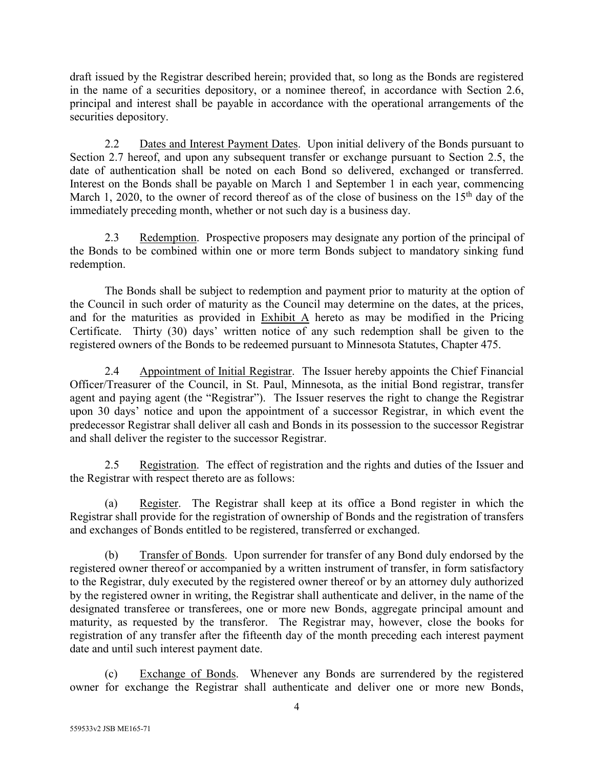draft issued by the Registrar described herein; provided that, so long as the Bonds are registered in the name of a securities depository, or a nominee thereof, in accordance with Section 2.6, principal and interest shall be payable in accordance with the operational arrangements of the securities depository.

2.2 Dates and Interest Payment Dates. Upon initial delivery of the Bonds pursuant to Section 2.7 hereof, and upon any subsequent transfer or exchange pursuant to Section 2.5, the date of authentication shall be noted on each Bond so delivered, exchanged or transferred. Interest on the Bonds shall be payable on March 1 and September 1 in each year, commencing March 1, 2020, to the owner of record thereof as of the close of business on the 15th day of the immediately preceding month, whether or not such day is a business day.

2.3 Redemption. Prospective proposers may designate any portion of the principal of the Bonds to be combined within one or more term Bonds subject to mandatory sinking fund redemption.

The Bonds shall be subject to redemption and payment prior to maturity at the option of the Council in such order of maturity as the Council may determine on the dates, at the prices, and for the maturities as provided in Exhibit A hereto as may be modified in the Pricing Certificate. Thirty (30) days' written notice of any such redemption shall be given to the registered owners of the Bonds to be redeemed pursuant to Minnesota Statutes, Chapter 475.

2.4 Appointment of Initial Registrar. The Issuer hereby appoints the Chief Financial Officer/Treasurer of the Council, in St. Paul, Minnesota, as the initial Bond registrar, transfer agent and paying agent (the "Registrar"). The Issuer reserves the right to change the Registrar upon 30 days' notice and upon the appointment of a successor Registrar, in which event the predecessor Registrar shall deliver all cash and Bonds in its possession to the successor Registrar and shall deliver the register to the successor Registrar.

2.5 Registration. The effect of registration and the rights and duties of the Issuer and the Registrar with respect thereto are as follows:

(a) Register. The Registrar shall keep at its office a Bond register in which the Registrar shall provide for the registration of ownership of Bonds and the registration of transfers and exchanges of Bonds entitled to be registered, transferred or exchanged.

(b) Transfer of Bonds. Upon surrender for transfer of any Bond duly endorsed by the registered owner thereof or accompanied by a written instrument of transfer, in form satisfactory to the Registrar, duly executed by the registered owner thereof or by an attorney duly authorized by the registered owner in writing, the Registrar shall authenticate and deliver, in the name of the designated transferee or transferees, one or more new Bonds, aggregate principal amount and maturity, as requested by the transferor. The Registrar may, however, close the books for registration of any transfer after the fifteenth day of the month preceding each interest payment date and until such interest payment date.

(c) Exchange of Bonds. Whenever any Bonds are surrendered by the registered owner for exchange the Registrar shall authenticate and deliver one or more new Bonds,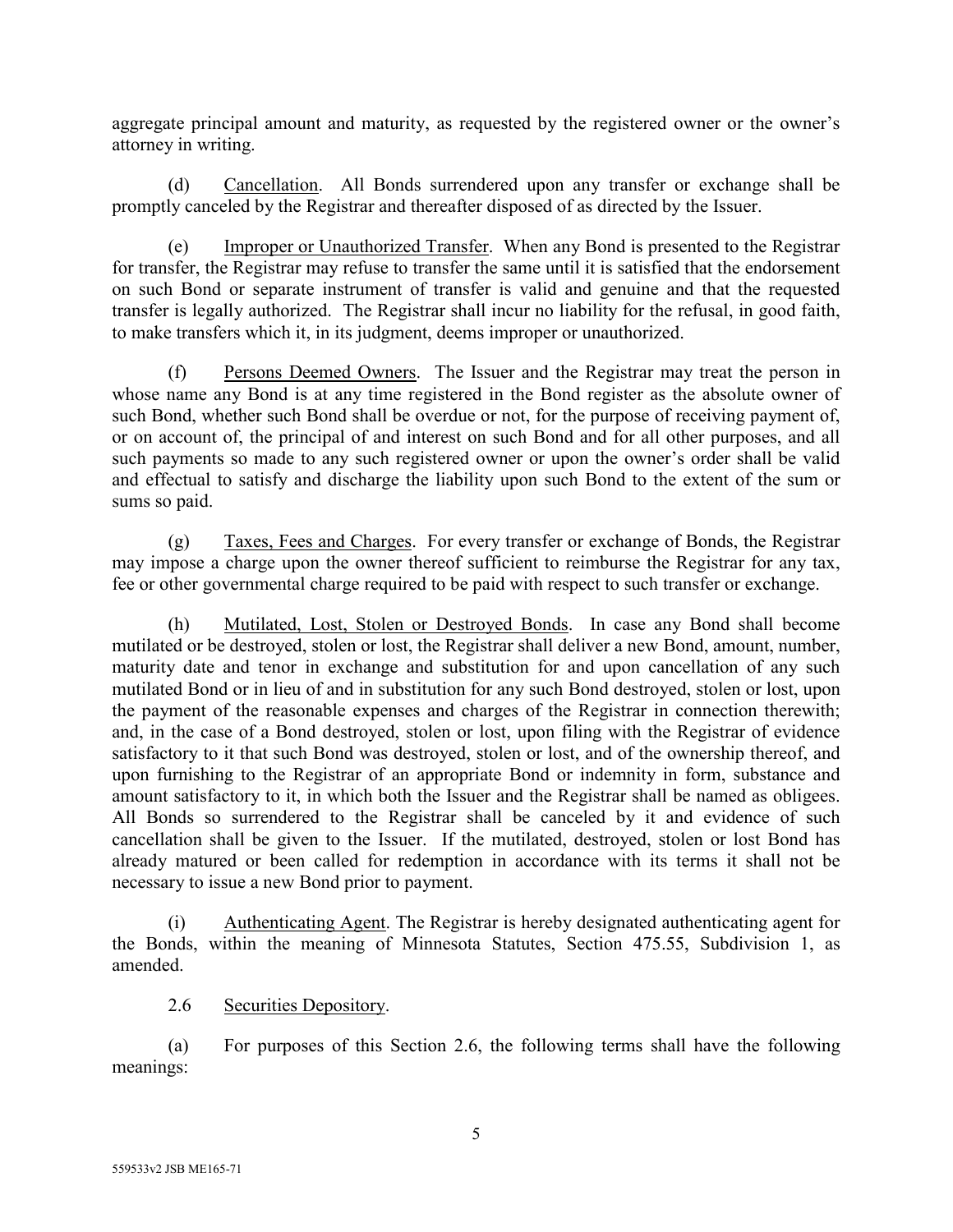aggregate principal amount and maturity, as requested by the registered owner or the owner's attorney in writing.

(d) Cancellation. All Bonds surrendered upon any transfer or exchange shall be promptly canceled by the Registrar and thereafter disposed of as directed by the Issuer.

(e) Improper or Unauthorized Transfer. When any Bond is presented to the Registrar for transfer, the Registrar may refuse to transfer the same until it is satisfied that the endorsement on such Bond or separate instrument of transfer is valid and genuine and that the requested transfer is legally authorized. The Registrar shall incur no liability for the refusal, in good faith, to make transfers which it, in its judgment, deems improper or unauthorized.

(f) Persons Deemed Owners. The Issuer and the Registrar may treat the person in whose name any Bond is at any time registered in the Bond register as the absolute owner of such Bond, whether such Bond shall be overdue or not, for the purpose of receiving payment of, or on account of, the principal of and interest on such Bond and for all other purposes, and all such payments so made to any such registered owner or upon the owner's order shall be valid and effectual to satisfy and discharge the liability upon such Bond to the extent of the sum or sums so paid.

(g) Taxes, Fees and Charges. For every transfer or exchange of Bonds, the Registrar may impose a charge upon the owner thereof sufficient to reimburse the Registrar for any tax, fee or other governmental charge required to be paid with respect to such transfer or exchange.

(h) Mutilated, Lost, Stolen or Destroyed Bonds. In case any Bond shall become mutilated or be destroyed, stolen or lost, the Registrar shall deliver a new Bond, amount, number, maturity date and tenor in exchange and substitution for and upon cancellation of any such mutilated Bond or in lieu of and in substitution for any such Bond destroyed, stolen or lost, upon the payment of the reasonable expenses and charges of the Registrar in connection therewith; and, in the case of a Bond destroyed, stolen or lost, upon filing with the Registrar of evidence satisfactory to it that such Bond was destroyed, stolen or lost, and of the ownership thereof, and upon furnishing to the Registrar of an appropriate Bond or indemnity in form, substance and amount satisfactory to it, in which both the Issuer and the Registrar shall be named as obligees. All Bonds so surrendered to the Registrar shall be canceled by it and evidence of such cancellation shall be given to the Issuer. If the mutilated, destroyed, stolen or lost Bond has already matured or been called for redemption in accordance with its terms it shall not be necessary to issue a new Bond prior to payment.

(i) Authenticating Agent. The Registrar is hereby designated authenticating agent for the Bonds, within the meaning of Minnesota Statutes, Section 475.55, Subdivision 1, as amended.

2.6 Securities Depository.

(a) For purposes of this Section 2.6, the following terms shall have the following meanings: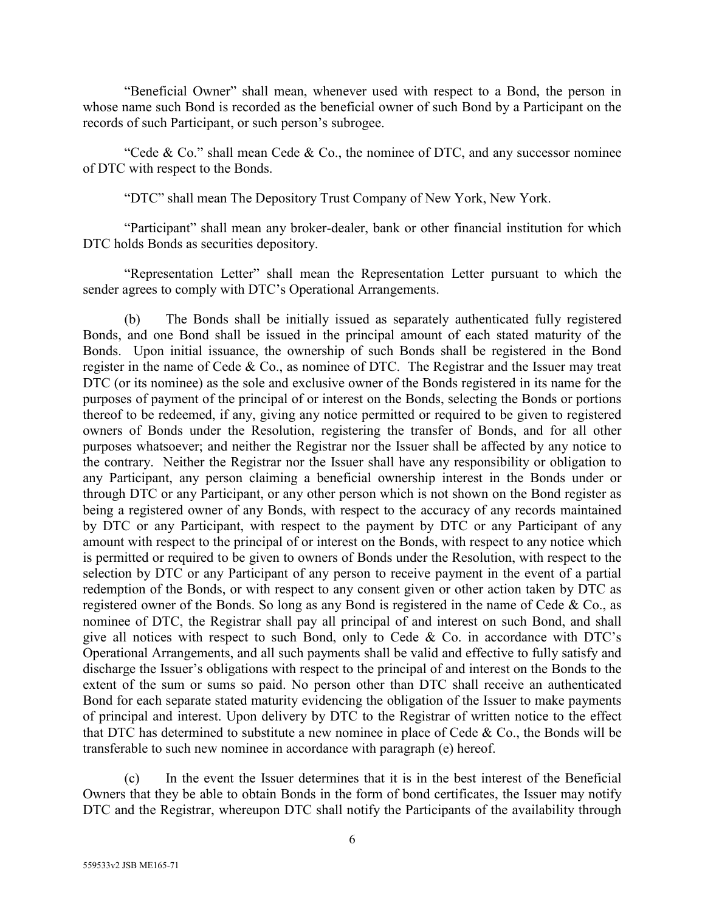"Beneficial Owner" shall mean, whenever used with respect to a Bond, the person in whose name such Bond is recorded as the beneficial owner of such Bond by a Participant on the records of such Participant, or such person's subrogee.

"Cede & Co." shall mean Cede & Co., the nominee of DTC, and any successor nominee of DTC with respect to the Bonds.

"DTC" shall mean The Depository Trust Company of New York, New York.

"Participant" shall mean any broker-dealer, bank or other financial institution for which DTC holds Bonds as securities depository.

"Representation Letter" shall mean the Representation Letter pursuant to which the sender agrees to comply with DTC's Operational Arrangements.

(b) The Bonds shall be initially issued as separately authenticated fully registered Bonds, and one Bond shall be issued in the principal amount of each stated maturity of the Bonds. Upon initial issuance, the ownership of such Bonds shall be registered in the Bond register in the name of Cede & Co., as nominee of DTC. The Registrar and the Issuer may treat DTC (or its nominee) as the sole and exclusive owner of the Bonds registered in its name for the purposes of payment of the principal of or interest on the Bonds, selecting the Bonds or portions thereof to be redeemed, if any, giving any notice permitted or required to be given to registered owners of Bonds under the Resolution, registering the transfer of Bonds, and for all other purposes whatsoever; and neither the Registrar nor the Issuer shall be affected by any notice to the contrary. Neither the Registrar nor the Issuer shall have any responsibility or obligation to any Participant, any person claiming a beneficial ownership interest in the Bonds under or through DTC or any Participant, or any other person which is not shown on the Bond register as being a registered owner of any Bonds, with respect to the accuracy of any records maintained by DTC or any Participant, with respect to the payment by DTC or any Participant of any amount with respect to the principal of or interest on the Bonds, with respect to any notice which is permitted or required to be given to owners of Bonds under the Resolution, with respect to the selection by DTC or any Participant of any person to receive payment in the event of a partial redemption of the Bonds, or with respect to any consent given or other action taken by DTC as registered owner of the Bonds. So long as any Bond is registered in the name of Cede & Co., as nominee of DTC, the Registrar shall pay all principal of and interest on such Bond, and shall give all notices with respect to such Bond, only to Cede & Co. in accordance with DTC's Operational Arrangements, and all such payments shall be valid and effective to fully satisfy and discharge the Issuer's obligations with respect to the principal of and interest on the Bonds to the extent of the sum or sums so paid. No person other than DTC shall receive an authenticated Bond for each separate stated maturity evidencing the obligation of the Issuer to make payments of principal and interest. Upon delivery by DTC to the Registrar of written notice to the effect that DTC has determined to substitute a new nominee in place of Cede & Co., the Bonds will be transferable to such new nominee in accordance with paragraph (e) hereof.

(c) In the event the Issuer determines that it is in the best interest of the Beneficial Owners that they be able to obtain Bonds in the form of bond certificates, the Issuer may notify DTC and the Registrar, whereupon DTC shall notify the Participants of the availability through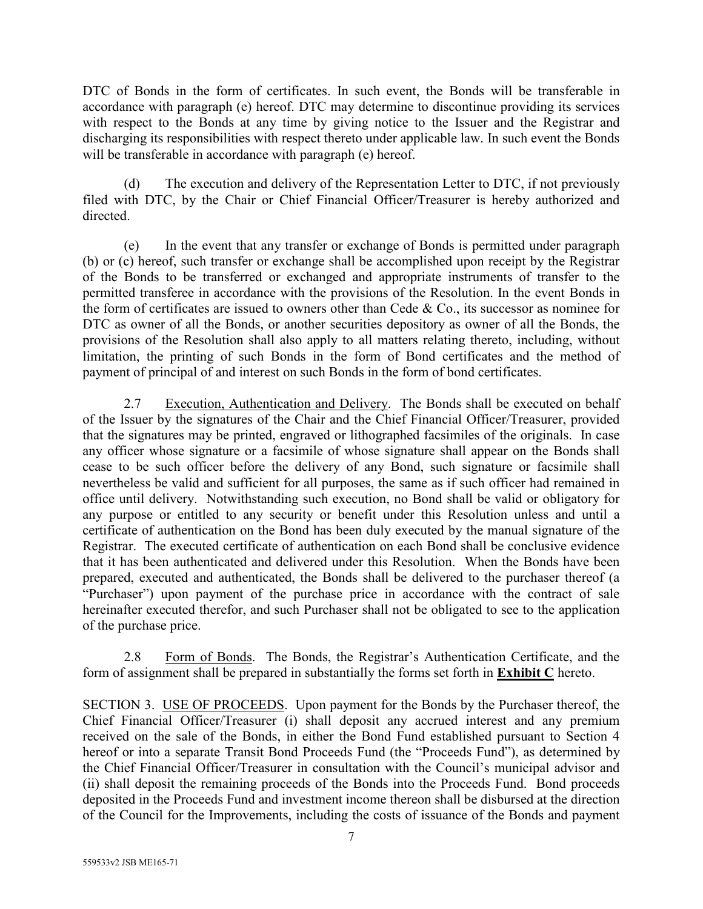DTC of Bonds in the form of certificates. In such event, the Bonds will be transferable in accordance with paragraph (e) hereof. DTC may determine to discontinue providing its services with respect to the Bonds at any time by giving notice to the Issuer and the Registrar and discharging its responsibilities with respect thereto under applicable law. In such event the Bonds will be transferable in accordance with paragraph (e) hereof.

(d) The execution and delivery of the Representation Letter to DTC, if not previously filed with DTC, by the Chair or Chief Financial Officer/Treasurer is hereby authorized and directed.

(e) In the event that any transfer or exchange of Bonds is permitted under paragraph (b) or (c) hereof, such transfer or exchange shall be accomplished upon receipt by the Registrar of the Bonds to be transferred or exchanged and appropriate instruments of transfer to the permitted transferee in accordance with the provisions of the Resolution. In the event Bonds in the form of certificates are issued to owners other than Cede & Co., its successor as nominee for DTC as owner of all the Bonds, or another securities depository as owner of all the Bonds, the provisions of the Resolution shall also apply to all matters relating thereto, including, without limitation, the printing of such Bonds in the form of Bond certificates and the method of payment of principal of and interest on such Bonds in the form of bond certificates.

2.7 Execution, Authentication and Delivery. The Bonds shall be executed on behalf of the Issuer by the signatures of the Chair and the Chief Financial Officer/Treasurer, provided that the signatures may be printed, engraved or lithographed facsimiles of the originals. In case any officer whose signature or a facsimile of whose signature shall appear on the Bonds shall cease to be such officer before the delivery of any Bond, such signature or facsimile shall nevertheless be valid and sufficient for all purposes, the same as if such officer had remained in office until delivery. Notwithstanding such execution, no Bond shall be valid or obligatory for any purpose or entitled to any security or benefit under this Resolution unless and until a certificate of authentication on the Bond has been duly executed by the manual signature of the Registrar. The executed certificate of authentication on each Bond shall be conclusive evidence that it has been authenticated and delivered under this Resolution. When the Bonds have been prepared, executed and authenticated, the Bonds shall be delivered to the purchaser thereof (a "Purchaser") upon payment of the purchase price in accordance with the contract of sale hereinafter executed therefor, and such Purchaser shall not be obligated to see to the application of the purchase price.

2.8 Form of Bonds. The Bonds, the Registrar's Authentication Certificate, and the form of assignment shall be prepared in substantially the forms set forth in **Exhibit C** hereto.

SECTION 3. USE OF PROCEEDS. Upon payment for the Bonds by the Purchaser thereof, the Chief Financial Officer/Treasurer (i) shall deposit any accrued interest and any premium received on the sale of the Bonds, in either the Bond Fund established pursuant to Section 4 hereof or into a separate Transit Bond Proceeds Fund (the "Proceeds Fund"), as determined by the Chief Financial Officer/Treasurer in consultation with the Council's municipal advisor and (ii) shall deposit the remaining proceeds of the Bonds into the Proceeds Fund. Bond proceeds deposited in the Proceeds Fund and investment income thereon shall be disbursed at the direction of the Council for the Improvements, including the costs of issuance of the Bonds and payment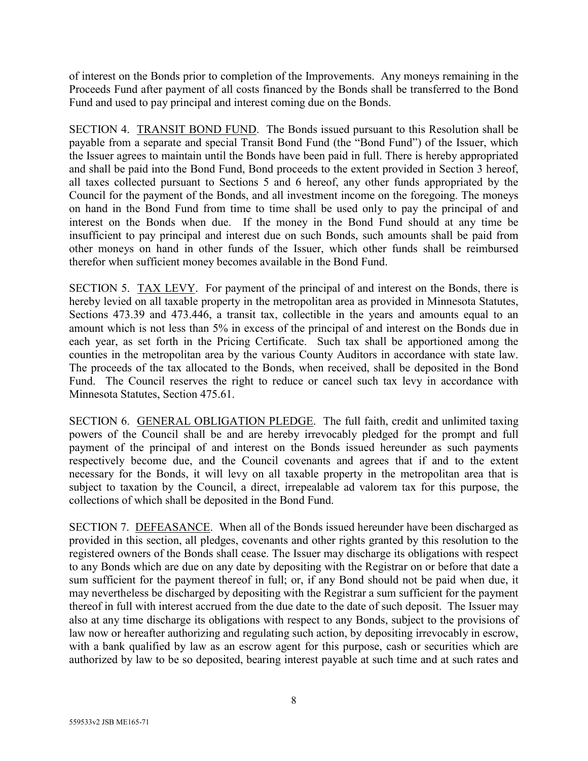of interest on the Bonds prior to completion of the Improvements. Any moneys remaining in the Proceeds Fund after payment of all costs financed by the Bonds shall be transferred to the Bond Fund and used to pay principal and interest coming due on the Bonds.

SECTION 4. TRANSIT BOND FUND. The Bonds issued pursuant to this Resolution shall be payable from a separate and special Transit Bond Fund (the "Bond Fund") of the Issuer, which the Issuer agrees to maintain until the Bonds have been paid in full. There is hereby appropriated and shall be paid into the Bond Fund, Bond proceeds to the extent provided in Section 3 hereof, all taxes collected pursuant to Sections 5 and 6 hereof, any other funds appropriated by the Council for the payment of the Bonds, and all investment income on the foregoing. The moneys on hand in the Bond Fund from time to time shall be used only to pay the principal of and interest on the Bonds when due. If the money in the Bond Fund should at any time be insufficient to pay principal and interest due on such Bonds, such amounts shall be paid from other moneys on hand in other funds of the Issuer, which other funds shall be reimbursed therefor when sufficient money becomes available in the Bond Fund.

SECTION 5. TAX LEVY. For payment of the principal of and interest on the Bonds, there is hereby levied on all taxable property in the metropolitan area as provided in Minnesota Statutes, Sections 473.39 and 473.446, a transit tax, collectible in the years and amounts equal to an amount which is not less than 5% in excess of the principal of and interest on the Bonds due in each year, as set forth in the Pricing Certificate. Such tax shall be apportioned among the counties in the metropolitan area by the various County Auditors in accordance with state law. The proceeds of the tax allocated to the Bonds, when received, shall be deposited in the Bond Fund. The Council reserves the right to reduce or cancel such tax levy in accordance with Minnesota Statutes, Section 475.61.

SECTION 6. GENERAL OBLIGATION PLEDGE. The full faith, credit and unlimited taxing powers of the Council shall be and are hereby irrevocably pledged for the prompt and full payment of the principal of and interest on the Bonds issued hereunder as such payments respectively become due, and the Council covenants and agrees that if and to the extent necessary for the Bonds, it will levy on all taxable property in the metropolitan area that is subject to taxation by the Council, a direct, irrepealable ad valorem tax for this purpose, the collections of which shall be deposited in the Bond Fund.

SECTION 7. DEFEASANCE. When all of the Bonds issued hereunder have been discharged as provided in this section, all pledges, covenants and other rights granted by this resolution to the registered owners of the Bonds shall cease. The Issuer may discharge its obligations with respect to any Bonds which are due on any date by depositing with the Registrar on or before that date a sum sufficient for the payment thereof in full; or, if any Bond should not be paid when due, it may nevertheless be discharged by depositing with the Registrar a sum sufficient for the payment thereof in full with interest accrued from the due date to the date of such deposit. The Issuer may also at any time discharge its obligations with respect to any Bonds, subject to the provisions of law now or hereafter authorizing and regulating such action, by depositing irrevocably in escrow, with a bank qualified by law as an escrow agent for this purpose, cash or securities which are authorized by law to be so deposited, bearing interest payable at such time and at such rates and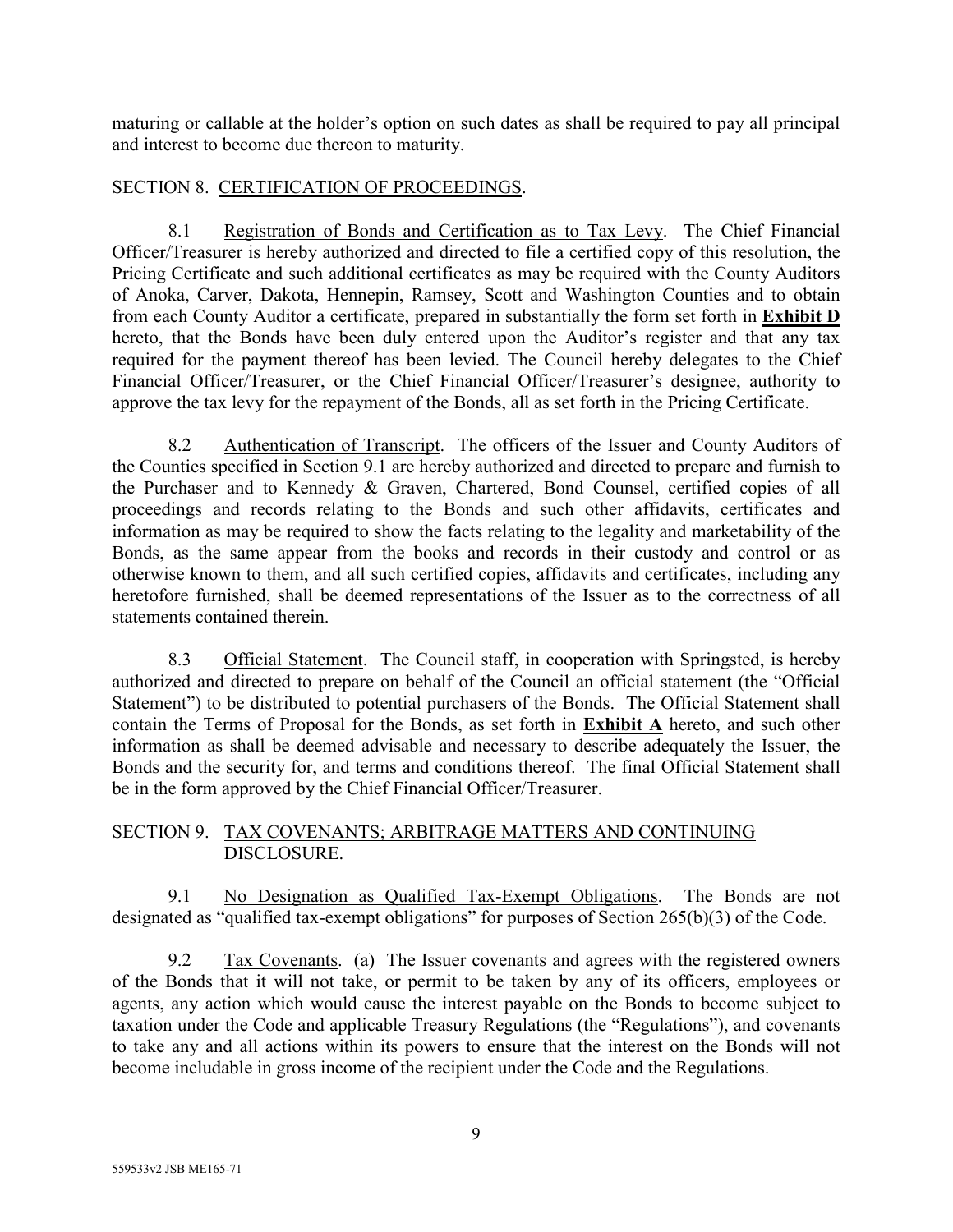maturing or callable at the holder's option on such dates as shall be required to pay all principal and interest to become due thereon to maturity.

SECTION 8. CERTIFICATION OF PROCEEDINGS.

8.1 Registration of Bonds and Certification as to Tax Levy. The Chief Financial Officer/Treasurer is hereby authorized and directed to file a certified copy of this resolution, the Pricing Certificate and such additional certificates as may be required with the County Auditors of Anoka, Carver, Dakota, Hennepin, Ramsey, Scott and Washington Counties and to obtain from each County Auditor a certificate, prepared in substantially the form set forth in **Exhibit D** hereto, that the Bonds have been duly entered upon the Auditor's register and that any tax required for the payment thereof has been levied. The Council hereby delegates to the Chief Financial Officer/Treasurer, or the Chief Financial Officer/Treasurer's designee, authority to approve the tax levy for the repayment of the Bonds, all as set forth in the Pricing Certificate.

8.2 Authentication of Transcript. The officers of the Issuer and County Auditors of the Counties specified in Section 9.1 are hereby authorized and directed to prepare and furnish to the Purchaser and to Kennedy & Graven, Chartered, Bond Counsel, certified copies of all proceedings and records relating to the Bonds and such other affidavits, certificates and information as may be required to show the facts relating to the legality and marketability of the Bonds, as the same appear from the books and records in their custody and control or as otherwise known to them, and all such certified copies, affidavits and certificates, including any heretofore furnished, shall be deemed representations of the Issuer as to the correctness of all statements contained therein.

8.3 Official Statement. The Council staff, in cooperation with Springsted, is hereby authorized and directed to prepare on behalf of the Council an official statement (the "Official Statement") to be distributed to potential purchasers of the Bonds. The Official Statement shall contain the Terms of Proposal for the Bonds, as set forth in **Exhibit A** hereto, and such other information as shall be deemed advisable and necessary to describe adequately the Issuer, the Bonds and the security for, and terms and conditions thereof. The final Official Statement shall be in the form approved by the Chief Financial Officer/Treasurer.

SECTION 9. TAX COVENANTS; ARBITRAGE MATTERS AND CONTINUING DISCLOSURE.

9.1 No Designation as Qualified Tax-Exempt Obligations. The Bonds are not designated as "qualified tax-exempt obligations" for purposes of Section 265(b)(3) of the Code.

9.2 Tax Covenants. (a) The Issuer covenants and agrees with the registered owners of the Bonds that it will not take, or permit to be taken by any of its officers, employees or agents, any action which would cause the interest payable on the Bonds to become subject to taxation under the Code and applicable Treasury Regulations (the "Regulations"), and covenants to take any and all actions within its powers to ensure that the interest on the Bonds will not become includable in gross income of the recipient under the Code and the Regulations.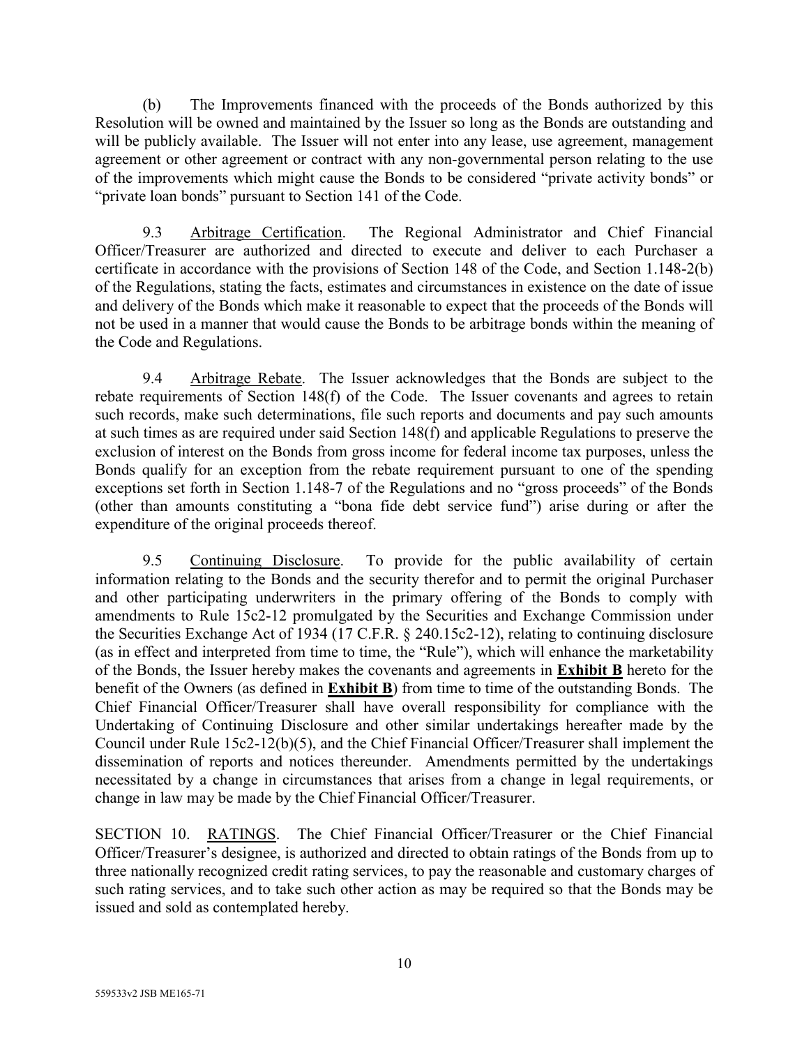(b) The Improvements financed with the proceeds of the Bonds authorized by this Resolution will be owned and maintained by the Issuer so long as the Bonds are outstanding and will be publicly available. The Issuer will not enter into any lease, use agreement, management agreement or other agreement or contract with any non-governmental person relating to the use of the improvements which might cause the Bonds to be considered "private activity bonds" or "private loan bonds" pursuant to Section 141 of the Code.

9.3 Arbitrage Certification. The Regional Administrator and Chief Financial Officer/Treasurer are authorized and directed to execute and deliver to each Purchaser a certificate in accordance with the provisions of Section 148 of the Code, and Section 1.148-2(b) of the Regulations, stating the facts, estimates and circumstances in existence on the date of issue and delivery of the Bonds which make it reasonable to expect that the proceeds of the Bonds will not be used in a manner that would cause the Bonds to be arbitrage bonds within the meaning of the Code and Regulations.

9.4 Arbitrage Rebate. The Issuer acknowledges that the Bonds are subject to the rebate requirements of Section 148(f) of the Code. The Issuer covenants and agrees to retain such records, make such determinations, file such reports and documents and pay such amounts at such times as are required under said Section 148(f) and applicable Regulations to preserve the exclusion of interest on the Bonds from gross income for federal income tax purposes, unless the Bonds qualify for an exception from the rebate requirement pursuant to one of the spending exceptions set forth in Section 1.148-7 of the Regulations and no "gross proceeds" of the Bonds (other than amounts constituting a "bona fide debt service fund") arise during or after the expenditure of the original proceeds thereof.

9.5 Continuing Disclosure. To provide for the public availability of certain information relating to the Bonds and the security therefor and to permit the original Purchaser and other participating underwriters in the primary offering of the Bonds to comply with amendments to Rule 15c2-12 promulgated by the Securities and Exchange Commission under the Securities Exchange Act of 1934 (17 C.F.R. § 240.15c2-12), relating to continuing disclosure (as in effect and interpreted from time to time, the "Rule"), which will enhance the marketability of the Bonds, the Issuer hereby makes the covenants and agreements in **Exhibit B** hereto for the benefit of the Owners (as defined in **Exhibit B**) from time to time of the outstanding Bonds. The Chief Financial Officer/Treasurer shall have overall responsibility for compliance with the Undertaking of Continuing Disclosure and other similar undertakings hereafter made by the Council under Rule 15c2-12(b)(5), and the Chief Financial Officer/Treasurer shall implement the dissemination of reports and notices thereunder. Amendments permitted by the undertakings necessitated by a change in circumstances that arises from a change in legal requirements, or change in law may be made by the Chief Financial Officer/Treasurer.

SECTION 10. RATINGS. The Chief Financial Officer/Treasurer or the Chief Financial Officer/Treasurer's designee, is authorized and directed to obtain ratings of the Bonds from up to three nationally recognized credit rating services, to pay the reasonable and customary charges of such rating services, and to take such other action as may be required so that the Bonds may be issued and sold as contemplated hereby.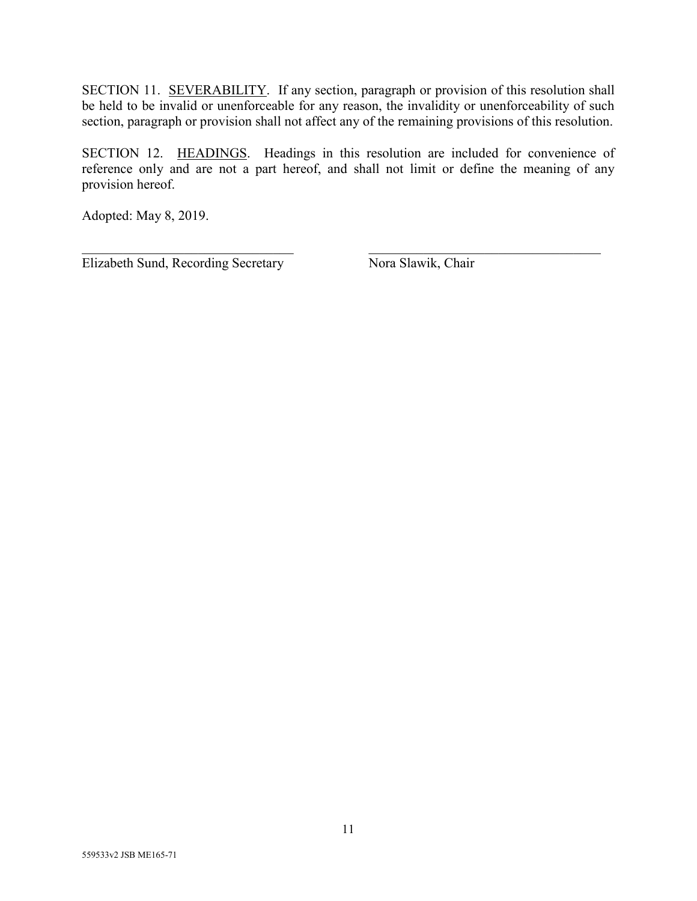SECTION 11. SEVERABILITY. If any section, paragraph or provision of this resolution shall be held to be invalid or unenforceable for any reason, the invalidity or unenforceability of such section, paragraph or provision shall not affect any of the remaining provisions of this resolution.

SECTION 12. HEADINGS. Headings in this resolution are included for convenience of reference only and are not a part hereof, and shall not limit or define the meaning of any provision hereof.

Adopted: May 8, 2019.

| | |
|---|---|
| _______________________________ | _______________________________ |
| Elizabeth Sund, Recording Secretary | Nora Slawik, Chair |

559533v2 JSB ME165-71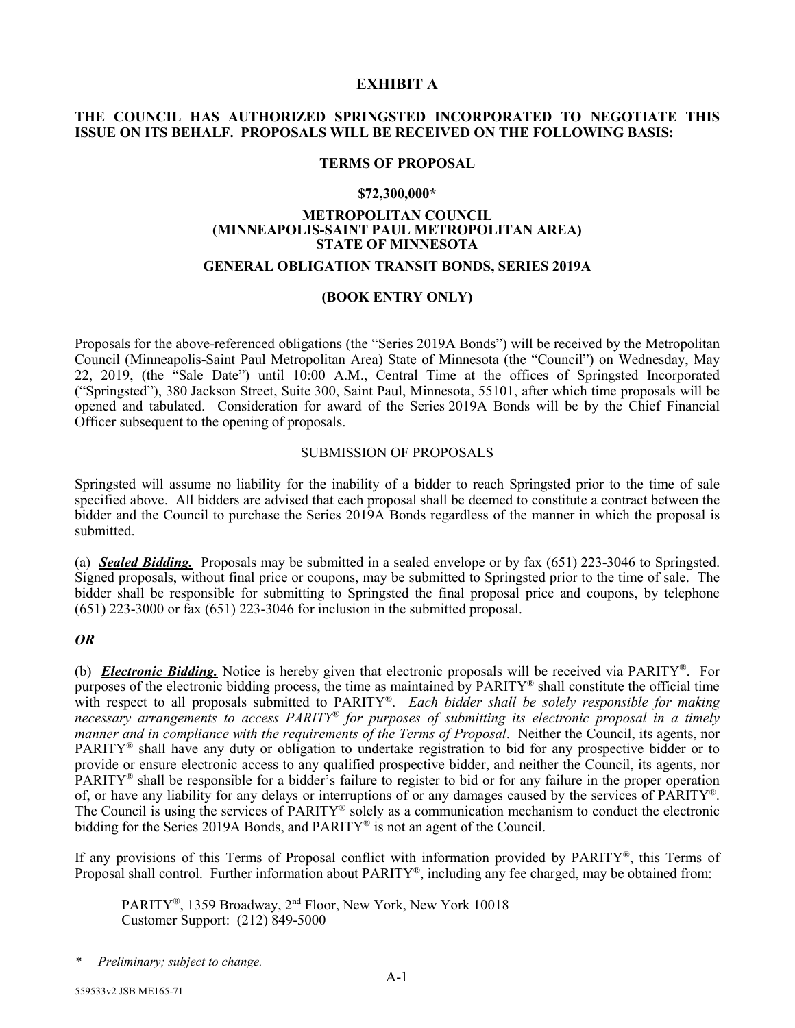# EXHIBIT A

**THE COUNCIL HAS AUTHORIZED SPRINGSTED INCORPORATED TO NEGOTIATE THIS ISSUE ON ITS BEHALF. PROPOSALS WILL BE RECEIVED ON THE FOLLOWING BASIS:**

## TERMS OF PROPOSAL

**$72,300,000***

**METROPOLITAN COUNCIL (MINNEAPOLIS-SAINT PAUL METROPOLITAN AREA) STATE OF MINNESOTA**

**GENERAL OBLIGATION TRANSIT BONDS, SERIES 2019A**

**(BOOK ENTRY ONLY)**

Proposals for the above-referenced obligations (the "Series 2019A Bonds") will be received by the Metropolitan Council (Minneapolis-Saint Paul Metropolitan Area) State of Minnesota (the "Council") on Wednesday, May 22, 2019, (the "Sale Date") until 10:00 A.M., Central Time at the offices of Springsted Incorporated ("Springsted"), 380 Jackson Street, Suite 300, Saint Paul, Minnesota, 55101, after which time proposals will be opened and tabulated. Consideration for award of the Series 2019A Bonds will be by the Chief Financial Officer subsequent to the opening of proposals.

### SUBMISSION OF PROPOSALS

Springsted will assume no liability for the inability of a bidder to reach Springsted prior to the time of sale specified above. All bidders are advised that each proposal shall be deemed to constitute a contract between the bidder and the Council to purchase the Series 2019A Bonds regardless of the manner in which the proposal is submitted.

(a) ***Sealed Bidding.*** Proposals may be submitted in a sealed envelope or by fax (651) 223-3046 to Springsted. Signed proposals, without final price or coupons, may be submitted to Springsted prior to the time of sale. The bidder shall be responsible for submitting to Springsted the final proposal price and coupons, by telephone (651) 223-3000 or fax (651) 223-3046 for inclusion in the submitted proposal.

***OR***

(b) ***Electronic Bidding.*** Notice is hereby given that electronic proposals will be received via PARITY®. For purposes of the electronic bidding process, the time as maintained by PARITY® shall constitute the official time with respect to all proposals submitted to PARITY®. *Each bidder shall be solely responsible for making necessary arrangements to access PARITY® for purposes of submitting its electronic proposal in a timely manner and in compliance with the requirements of the Terms of Proposal*. Neither the Council, its agents, nor PARITY® shall have any duty or obligation to undertake registration to bid for any prospective bidder or to provide or ensure electronic access to any qualified prospective bidder, and neither the Council, its agents, nor PARITY® shall be responsible for a bidder's failure to register to bid or for any failure in the proper operation of, or have any liability for any delays or interruptions of or any damages caused by the services of PARITY®. The Council is using the services of PARITY® solely as a communication mechanism to conduct the electronic bidding for the Series 2019A Bonds, and PARITY® is not an agent of the Council.

If any provisions of this Terms of Proposal conflict with information provided by PARITY®, this Terms of Proposal shall control. Further information about PARITY®, including any fee charged, may be obtained from:

PARITY®, 1359 Broadway, 2nd Floor, New York, New York 10018
Customer Support: (212) 849-5000

---

\* *Preliminary; subject to change.*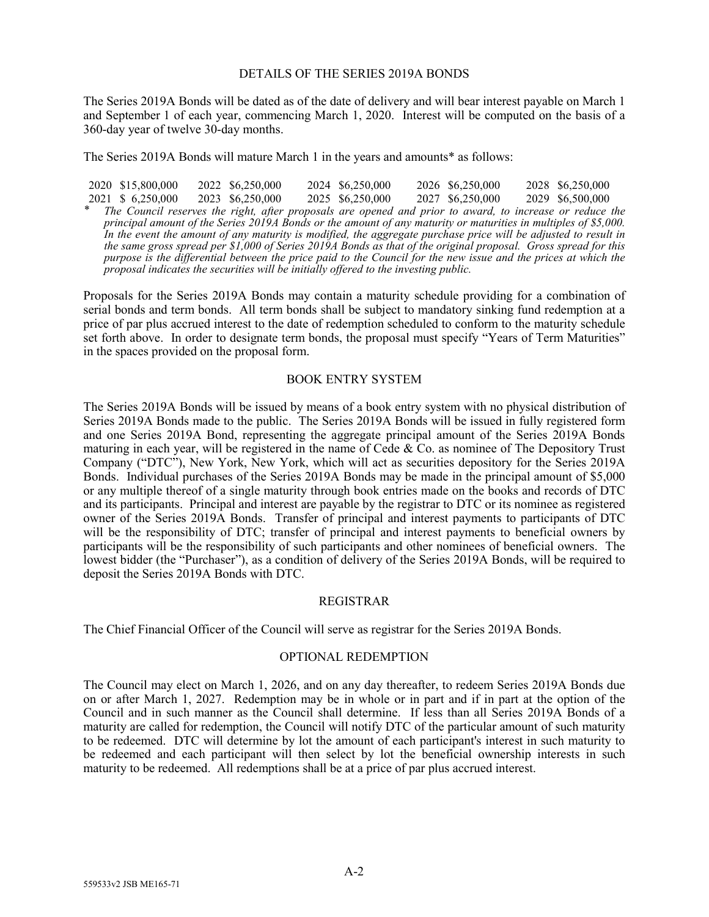## DETAILS OF THE SERIES 2019A BONDS

The Series 2019A Bonds will be dated as of the date of delivery and will bear interest payable on March 1 and September 1 of each year, commencing March 1, 2020. Interest will be computed on the basis of a 360-day year of twelve 30-day months.

The Series 2019A Bonds will mature March 1 in the years and amounts* as follows:

| | | | | | | | | | |
|---|---|---|---|---|---|---|---|---|---|
| 2020 | $15,800,000 | 2022 | $6,250,000 | 2024 | $6,250,000 | 2026 | $6,250,000 | 2028 | $6,250,000 |
| 2021 | $ 6,250,000 | 2023 | $6,250,000 | 2025 | $6,250,000 | 2027 | $6,250,000 | 2029 | $6,500,000 |

\* *The Council reserves the right, after proposals are opened and prior to award, to increase or reduce the principal amount of the Series 2019A Bonds or the amount of any maturity or maturities in multiples of $5,000. In the event the amount of any maturity is modified, the aggregate purchase price will be adjusted to result in the same gross spread per $1,000 of Series 2019A Bonds as that of the original proposal. Gross spread for this purpose is the differential between the price paid to the Council for the new issue and the prices at which the proposal indicates the securities will be initially offered to the investing public.*

Proposals for the Series 2019A Bonds may contain a maturity schedule providing for a combination of serial bonds and term bonds. All term bonds shall be subject to mandatory sinking fund redemption at a price of par plus accrued interest to the date of redemption scheduled to conform to the maturity schedule set forth above. In order to designate term bonds, the proposal must specify "Years of Term Maturities" in the spaces provided on the proposal form.

## BOOK ENTRY SYSTEM

The Series 2019A Bonds will be issued by means of a book entry system with no physical distribution of Series 2019A Bonds made to the public. The Series 2019A Bonds will be issued in fully registered form and one Series 2019A Bond, representing the aggregate principal amount of the Series 2019A Bonds maturing in each year, will be registered in the name of Cede & Co. as nominee of The Depository Trust Company ("DTC"), New York, New York, which will act as securities depository for the Series 2019A Bonds. Individual purchases of the Series 2019A Bonds may be made in the principal amount of $5,000 or any multiple thereof of a single maturity through book entries made on the books and records of DTC and its participants. Principal and interest are payable by the registrar to DTC or its nominee as registered owner of the Series 2019A Bonds. Transfer of principal and interest payments to participants of DTC will be the responsibility of DTC; transfer of principal and interest payments to beneficial owners by participants will be the responsibility of such participants and other nominees of beneficial owners. The lowest bidder (the "Purchaser"), as a condition of delivery of the Series 2019A Bonds, will be required to deposit the Series 2019A Bonds with DTC.

## REGISTRAR

The Chief Financial Officer of the Council will serve as registrar for the Series 2019A Bonds.

## OPTIONAL REDEMPTION

The Council may elect on March 1, 2026, and on any day thereafter, to redeem Series 2019A Bonds due on or after March 1, 2027. Redemption may be in whole or in part and if in part at the option of the Council and in such manner as the Council shall determine. If less than all Series 2019A Bonds of a maturity are called for redemption, the Council will notify DTC of the particular amount of such maturity to be redeemed. DTC will determine by lot the amount of each participant's interest in such maturity to be redeemed and each participant will then select by lot the beneficial ownership interests in such maturity to be redeemed. All redemptions shall be at a price of par plus accrued interest.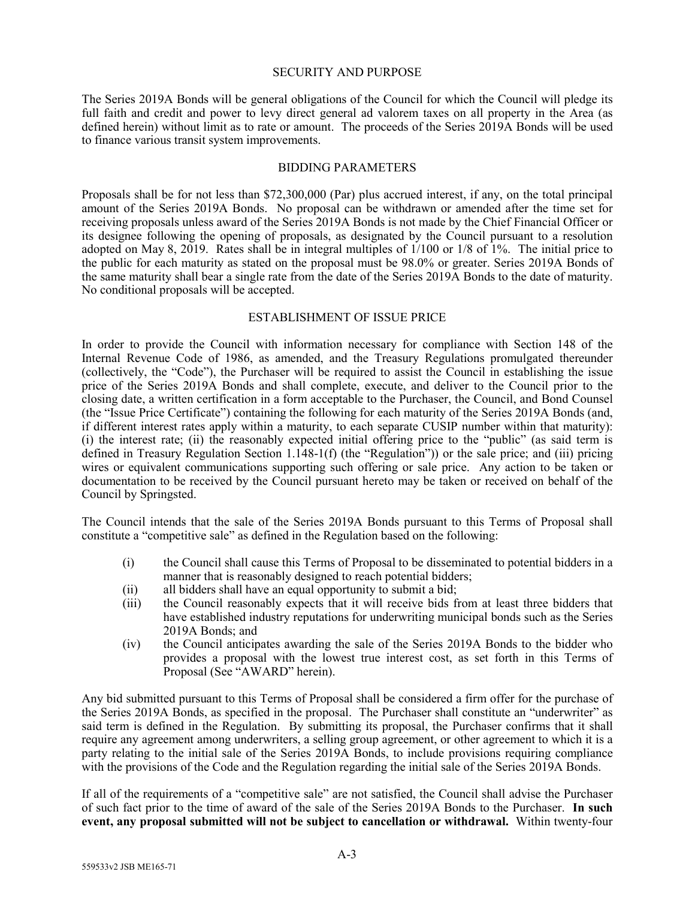## SECURITY AND PURPOSE

The Series 2019A Bonds will be general obligations of the Council for which the Council will pledge its full faith and credit and power to levy direct general ad valorem taxes on all property in the Area (as defined herein) without limit as to rate or amount. The proceeds of the Series 2019A Bonds will be used to finance various transit system improvements.

## BIDDING PARAMETERS

Proposals shall be for not less than $72,300,000 (Par) plus accrued interest, if any, on the total principal amount of the Series 2019A Bonds. No proposal can be withdrawn or amended after the time set for receiving proposals unless award of the Series 2019A Bonds is not made by the Chief Financial Officer or its designee following the opening of proposals, as designated by the Council pursuant to a resolution adopted on May 8, 2019. Rates shall be in integral multiples of 1/100 or 1/8 of 1%. The initial price to the public for each maturity as stated on the proposal must be 98.0% or greater. Series 2019A Bonds of the same maturity shall bear a single rate from the date of the Series 2019A Bonds to the date of maturity. No conditional proposals will be accepted.

## ESTABLISHMENT OF ISSUE PRICE

In order to provide the Council with information necessary for compliance with Section 148 of the Internal Revenue Code of 1986, as amended, and the Treasury Regulations promulgated thereunder (collectively, the "Code"), the Purchaser will be required to assist the Council in establishing the issue price of the Series 2019A Bonds and shall complete, execute, and deliver to the Council prior to the closing date, a written certification in a form acceptable to the Purchaser, the Council, and Bond Counsel (the "Issue Price Certificate") containing the following for each maturity of the Series 2019A Bonds (and, if different interest rates apply within a maturity, to each separate CUSIP number within that maturity): (i) the interest rate; (ii) the reasonably expected initial offering price to the "public" (as said term is defined in Treasury Regulation Section 1.148-1(f) (the "Regulation")) or the sale price; and (iii) pricing wires or equivalent communications supporting such offering or sale price. Any action to be taken or documentation to be received by the Council pursuant hereto may be taken or received on behalf of the Council by Springsted.

The Council intends that the sale of the Series 2019A Bonds pursuant to this Terms of Proposal shall constitute a "competitive sale" as defined in the Regulation based on the following:

(i) the Council shall cause this Terms of Proposal to be disseminated to potential bidders in a manner that is reasonably designed to reach potential bidders;

(ii) all bidders shall have an equal opportunity to submit a bid;

(iii) the Council reasonably expects that it will receive bids from at least three bidders that have established industry reputations for underwriting municipal bonds such as the Series 2019A Bonds; and

(iv) the Council anticipates awarding the sale of the Series 2019A Bonds to the bidder who provides a proposal with the lowest true interest cost, as set forth in this Terms of Proposal (See "AWARD" herein).

Any bid submitted pursuant to this Terms of Proposal shall be considered a firm offer for the purchase of the Series 2019A Bonds, as specified in the proposal. The Purchaser shall constitute an "underwriter" as said term is defined in the Regulation. By submitting its proposal, the Purchaser confirms that it shall require any agreement among underwriters, a selling group agreement, or other agreement to which it is a party relating to the initial sale of the Series 2019A Bonds, to include provisions requiring compliance with the provisions of the Code and the Regulation regarding the initial sale of the Series 2019A Bonds.

If all of the requirements of a "competitive sale" are not satisfied, the Council shall advise the Purchaser of such fact prior to the time of award of the sale of the Series 2019A Bonds to the Purchaser. **In such event, any proposal submitted will not be subject to cancellation or withdrawal.** Within twenty-four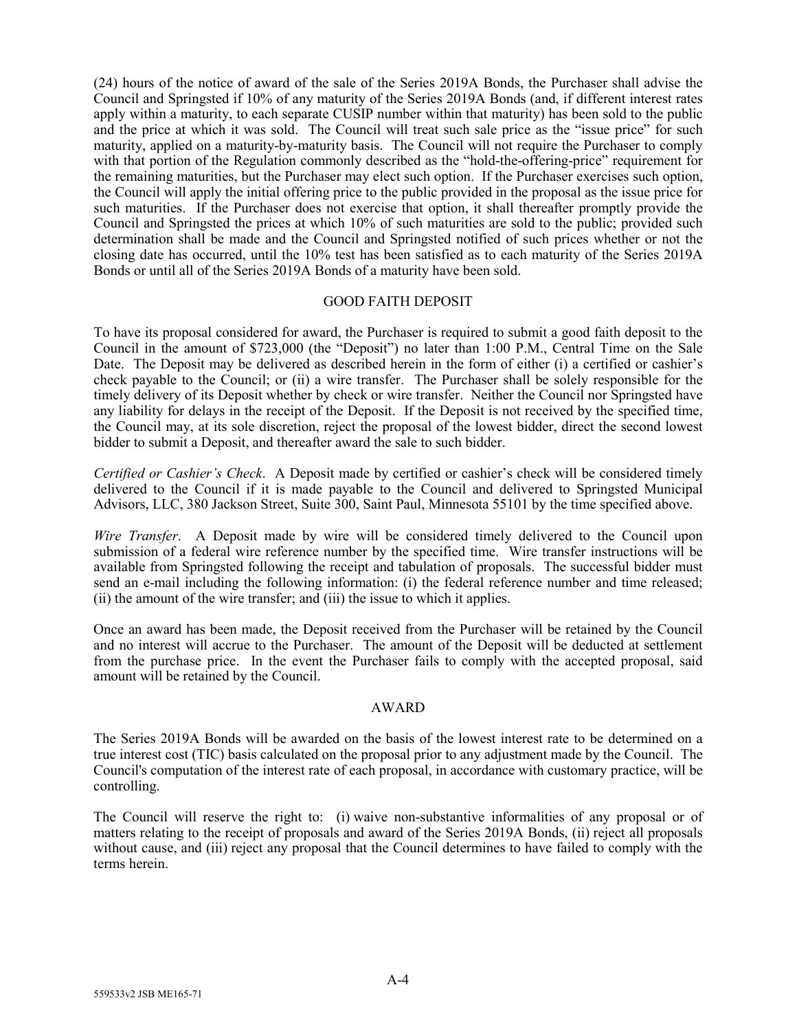(24) hours of the notice of award of the sale of the Series 2019A Bonds, the Purchaser shall advise the Council and Springsted if 10% of any maturity of the Series 2019A Bonds (and, if different interest rates apply within a maturity, to each separate CUSIP number within that maturity) has been sold to the public and the price at which it was sold. The Council will treat such sale price as the "issue price" for such maturity, applied on a maturity-by-maturity basis. The Council will not require the Purchaser to comply with that portion of the Regulation commonly described as the "hold-the-offering-price" requirement for the remaining maturities, but the Purchaser may elect such option. If the Purchaser exercises such option, the Council will apply the initial offering price to the public provided in the proposal as the issue price for such maturities. If the Purchaser does not exercise that option, it shall thereafter promptly provide the Council and Springsted the prices at which 10% of such maturities are sold to the public; provided such determination shall be made and the Council and Springsted notified of such prices whether or not the closing date has occurred, until the 10% test has been satisfied as to each maturity of the Series 2019A Bonds or until all of the Series 2019A Bonds of a maturity have been sold.

## GOOD FAITH DEPOSIT

To have its proposal considered for award, the Purchaser is required to submit a good faith deposit to the Council in the amount of $723,000 (the "Deposit") no later than 1:00 P.M., Central Time on the Sale Date. The Deposit may be delivered as described herein in the form of either (i) a certified or cashier's check payable to the Council; or (ii) a wire transfer. The Purchaser shall be solely responsible for the timely delivery of its Deposit whether by check or wire transfer. Neither the Council nor Springsted have any liability for delays in the receipt of the Deposit. If the Deposit is not received by the specified time, the Council may, at its sole discretion, reject the proposal of the lowest bidder, direct the second lowest bidder to submit a Deposit, and thereafter award the sale to such bidder.

*Certified or Cashier's Check*. A Deposit made by certified or cashier's check will be considered timely delivered to the Council if it is made payable to the Council and delivered to Springsted Municipal Advisors, LLC, 380 Jackson Street, Suite 300, Saint Paul, Minnesota 55101 by the time specified above.

*Wire Transfer*. A Deposit made by wire will be considered timely delivered to the Council upon submission of a federal wire reference number by the specified time. Wire transfer instructions will be available from Springsted following the receipt and tabulation of proposals. The successful bidder must send an e-mail including the following information: (i) the federal reference number and time released; (ii) the amount of the wire transfer; and (iii) the issue to which it applies.

Once an award has been made, the Deposit received from the Purchaser will be retained by the Council and no interest will accrue to the Purchaser. The amount of the Deposit will be deducted at settlement from the purchase price. In the event the Purchaser fails to comply with the accepted proposal, said amount will be retained by the Council.

## AWARD

The Series 2019A Bonds will be awarded on the basis of the lowest interest rate to be determined on a true interest cost (TIC) basis calculated on the proposal prior to any adjustment made by the Council. The Council's computation of the interest rate of each proposal, in accordance with customary practice, will be controlling.

The Council will reserve the right to: (i) waive non-substantive informalities of any proposal or of matters relating to the receipt of proposals and award of the Series 2019A Bonds, (ii) reject all proposals without cause, and (iii) reject any proposal that the Council determines to have failed to comply with the terms herein.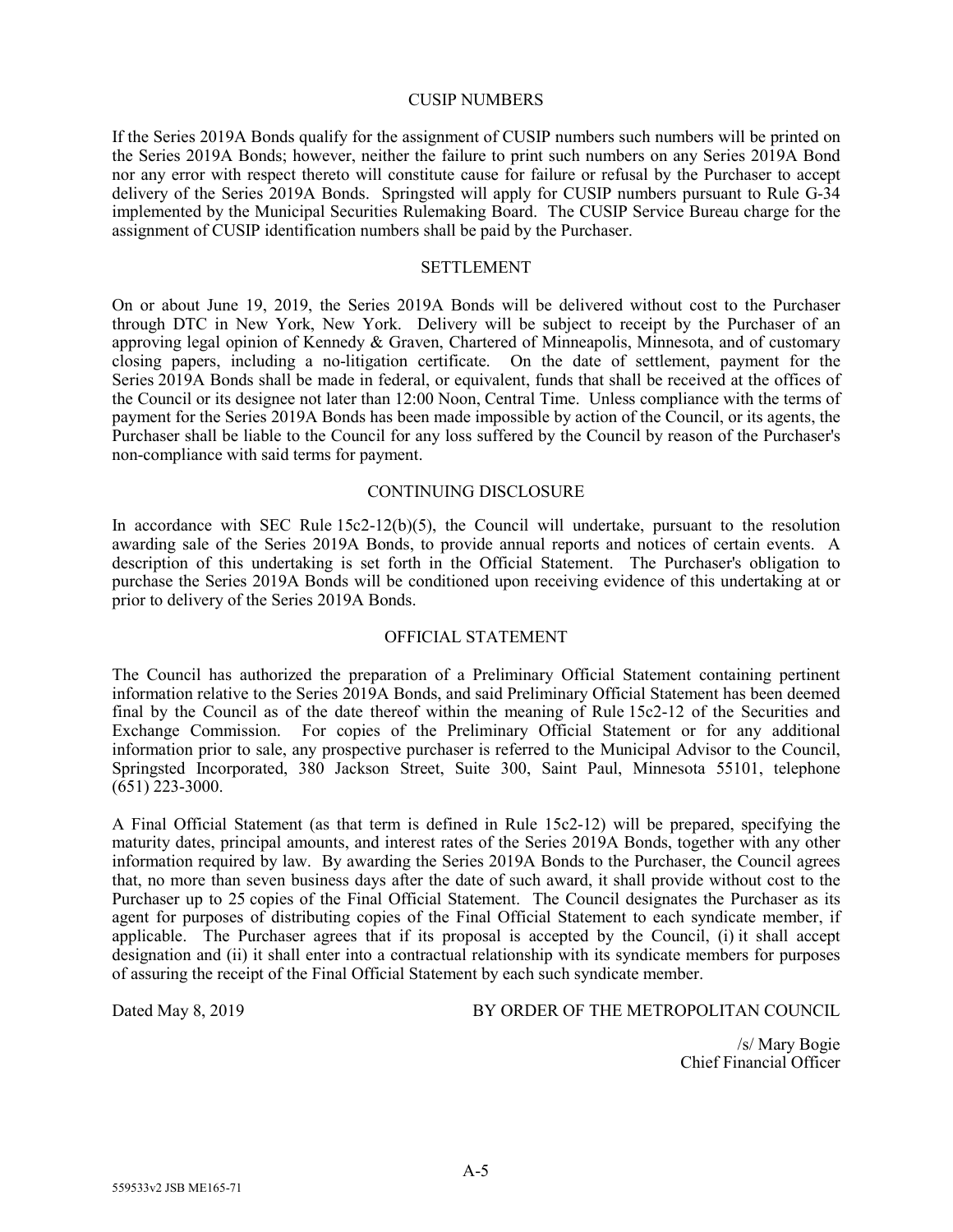## CUSIP NUMBERS

If the Series 2019A Bonds qualify for the assignment of CUSIP numbers such numbers will be printed on the Series 2019A Bonds; however, neither the failure to print such numbers on any Series 2019A Bond nor any error with respect thereto will constitute cause for failure or refusal by the Purchaser to accept delivery of the Series 2019A Bonds. Springsted will apply for CUSIP numbers pursuant to Rule G-34 implemented by the Municipal Securities Rulemaking Board. The CUSIP Service Bureau charge for the assignment of CUSIP identification numbers shall be paid by the Purchaser.

## SETTLEMENT

On or about June 19, 2019, the Series 2019A Bonds will be delivered without cost to the Purchaser through DTC in New York, New York. Delivery will be subject to receipt by the Purchaser of an approving legal opinion of Kennedy & Graven, Chartered of Minneapolis, Minnesota, and of customary closing papers, including a no-litigation certificate. On the date of settlement, payment for the Series 2019A Bonds shall be made in federal, or equivalent, funds that shall be received at the offices of the Council or its designee not later than 12:00 Noon, Central Time. Unless compliance with the terms of payment for the Series 2019A Bonds has been made impossible by action of the Council, or its agents, the Purchaser shall be liable to the Council for any loss suffered by the Council by reason of the Purchaser's non-compliance with said terms for payment.

## CONTINUING DISCLOSURE

In accordance with SEC Rule 15c2-12(b)(5), the Council will undertake, pursuant to the resolution awarding sale of the Series 2019A Bonds, to provide annual reports and notices of certain events. A description of this undertaking is set forth in the Official Statement. The Purchaser's obligation to purchase the Series 2019A Bonds will be conditioned upon receiving evidence of this undertaking at or prior to delivery of the Series 2019A Bonds.

## OFFICIAL STATEMENT

The Council has authorized the preparation of a Preliminary Official Statement containing pertinent information relative to the Series 2019A Bonds, and said Preliminary Official Statement has been deemed final by the Council as of the date thereof within the meaning of Rule 15c2-12 of the Securities and Exchange Commission. For copies of the Preliminary Official Statement or for any additional information prior to sale, any prospective purchaser is referred to the Municipal Advisor to the Council, Springsted Incorporated, 380 Jackson Street, Suite 300, Saint Paul, Minnesota 55101, telephone (651) 223-3000.

A Final Official Statement (as that term is defined in Rule 15c2-12) will be prepared, specifying the maturity dates, principal amounts, and interest rates of the Series 2019A Bonds, together with any other information required by law. By awarding the Series 2019A Bonds to the Purchaser, the Council agrees that, no more than seven business days after the date of such award, it shall provide without cost to the Purchaser up to 25 copies of the Final Official Statement. The Council designates the Purchaser as its agent for purposes of distributing copies of the Final Official Statement to each syndicate member, if applicable. The Purchaser agrees that if its proposal is accepted by the Council, (i) it shall accept designation and (ii) it shall enter into a contractual relationship with its syndicate members for purposes of assuring the receipt of the Final Official Statement by each such syndicate member.

Dated May 8, 2019

BY ORDER OF THE METROPOLITAN COUNCIL

/s/ Mary Bogie
Chief Financial Officer

559533v2 JSB ME165-71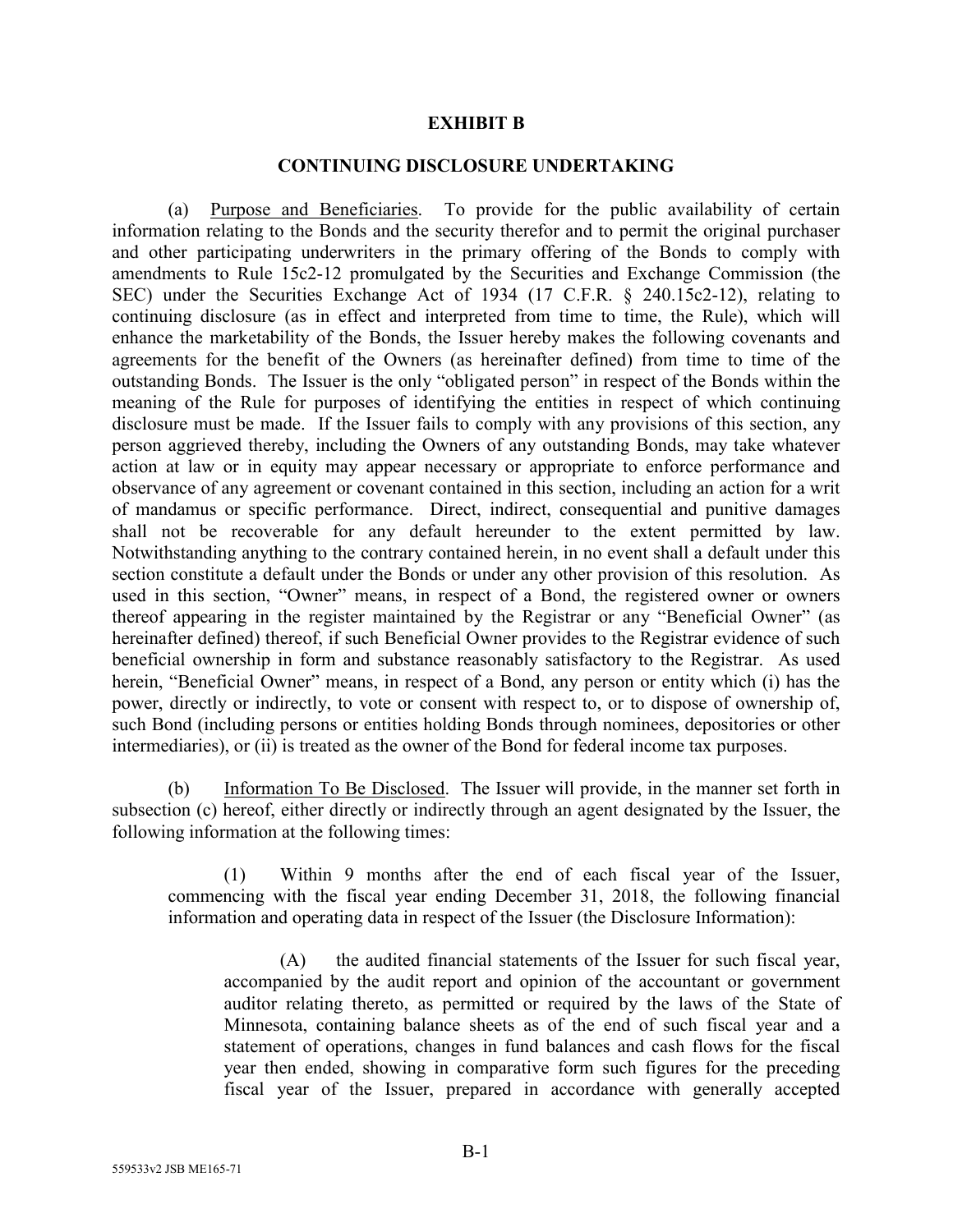# EXHIBIT B

## CONTINUING DISCLOSURE UNDERTAKING

(a) Purpose and Beneficiaries. To provide for the public availability of certain information relating to the Bonds and the security therefor and to permit the original purchaser and other participating underwriters in the primary offering of the Bonds to comply with amendments to Rule 15c2-12 promulgated by the Securities and Exchange Commission (the SEC) under the Securities Exchange Act of 1934 (17 C.F.R. § 240.15c2-12), relating to continuing disclosure (as in effect and interpreted from time to time, the Rule), which will enhance the marketability of the Bonds, the Issuer hereby makes the following covenants and agreements for the benefit of the Owners (as hereinafter defined) from time to time of the outstanding Bonds. The Issuer is the only "obligated person" in respect of the Bonds within the meaning of the Rule for purposes of identifying the entities in respect of which continuing disclosure must be made. If the Issuer fails to comply with any provisions of this section, any person aggrieved thereby, including the Owners of any outstanding Bonds, may take whatever action at law or in equity may appear necessary or appropriate to enforce performance and observance of any agreement or covenant contained in this section, including an action for a writ of mandamus or specific performance. Direct, indirect, consequential and punitive damages shall not be recoverable for any default hereunder to the extent permitted by law. Notwithstanding anything to the contrary contained herein, in no event shall a default under this section constitute a default under the Bonds or under any other provision of this resolution. As used in this section, "Owner" means, in respect of a Bond, the registered owner or owners thereof appearing in the register maintained by the Registrar or any "Beneficial Owner" (as hereinafter defined) thereof, if such Beneficial Owner provides to the Registrar evidence of such beneficial ownership in form and substance reasonably satisfactory to the Registrar. As used herein, "Beneficial Owner" means, in respect of a Bond, any person or entity which (i) has the power, directly or indirectly, to vote or consent with respect to, or to dispose of ownership of, such Bond (including persons or entities holding Bonds through nominees, depositories or other intermediaries), or (ii) is treated as the owner of the Bond for federal income tax purposes.

(b) Information To Be Disclosed. The Issuer will provide, in the manner set forth in subsection (c) hereof, either directly or indirectly through an agent designated by the Issuer, the following information at the following times:

(1) Within 9 months after the end of each fiscal year of the Issuer, commencing with the fiscal year ending December 31, 2018, the following financial information and operating data in respect of the Issuer (the Disclosure Information):

(A) the audited financial statements of the Issuer for such fiscal year, accompanied by the audit report and opinion of the accountant or government auditor relating thereto, as permitted or required by the laws of the State of Minnesota, containing balance sheets as of the end of such fiscal year and a statement of operations, changes in fund balances and cash flows for the fiscal year then ended, showing in comparative form such figures for the preceding fiscal year of the Issuer, prepared in accordance with generally accepted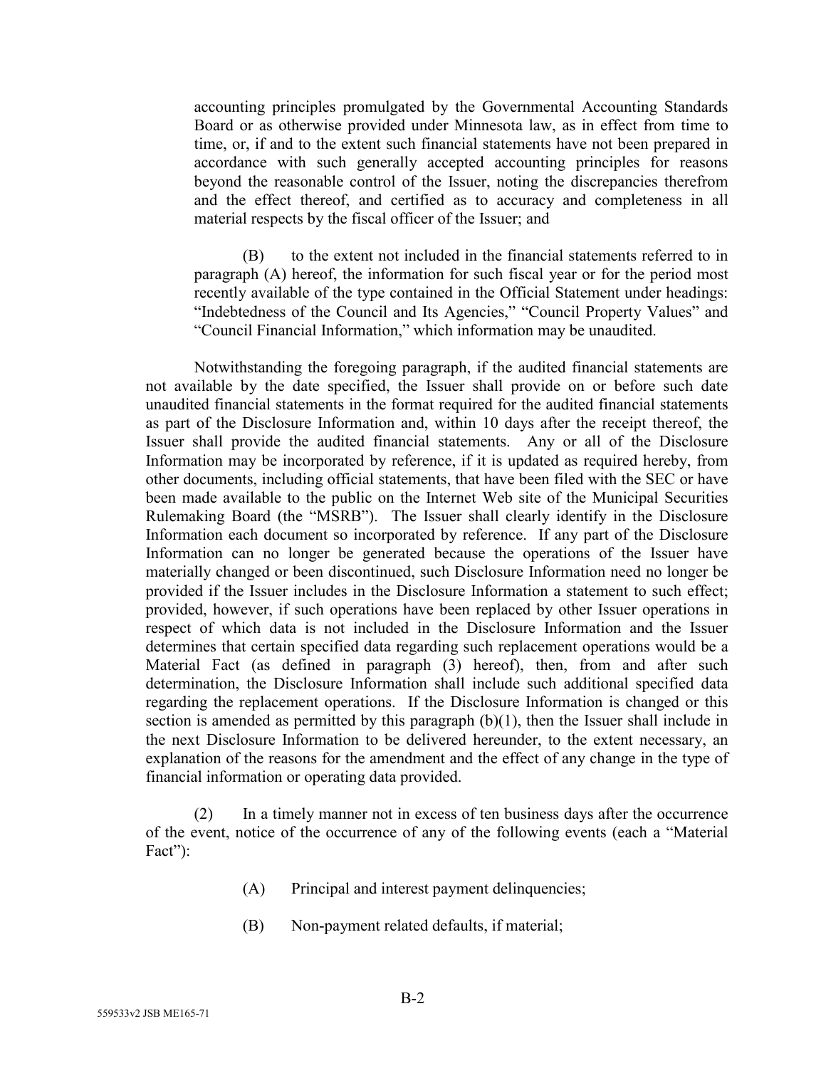accounting principles promulgated by the Governmental Accounting Standards Board or as otherwise provided under Minnesota law, as in effect from time to time, or, if and to the extent such financial statements have not been prepared in accordance with such generally accepted accounting principles for reasons beyond the reasonable control of the Issuer, noting the discrepancies therefrom and the effect thereof, and certified as to accuracy and completeness in all material respects by the fiscal officer of the Issuer; and

(B) to the extent not included in the financial statements referred to in paragraph (A) hereof, the information for such fiscal year or for the period most recently available of the type contained in the Official Statement under headings: "Indebtedness of the Council and Its Agencies," "Council Property Values" and "Council Financial Information," which information may be unaudited.

Notwithstanding the foregoing paragraph, if the audited financial statements are not available by the date specified, the Issuer shall provide on or before such date unaudited financial statements in the format required for the audited financial statements as part of the Disclosure Information and, within 10 days after the receipt thereof, the Issuer shall provide the audited financial statements. Any or all of the Disclosure Information may be incorporated by reference, if it is updated as required hereby, from other documents, including official statements, that have been filed with the SEC or have been made available to the public on the Internet Web site of the Municipal Securities Rulemaking Board (the "MSRB"). The Issuer shall clearly identify in the Disclosure Information each document so incorporated by reference. If any part of the Disclosure Information can no longer be generated because the operations of the Issuer have materially changed or been discontinued, such Disclosure Information need no longer be provided if the Issuer includes in the Disclosure Information a statement to such effect; provided, however, if such operations have been replaced by other Issuer operations in respect of which data is not included in the Disclosure Information and the Issuer determines that certain specified data regarding such replacement operations would be a Material Fact (as defined in paragraph (3) hereof), then, from and after such determination, the Disclosure Information shall include such additional specified data regarding the replacement operations. If the Disclosure Information is changed or this section is amended as permitted by this paragraph (b)(1), then the Issuer shall include in the next Disclosure Information to be delivered hereunder, to the extent necessary, an explanation of the reasons for the amendment and the effect of any change in the type of financial information or operating data provided.

(2) In a timely manner not in excess of ten business days after the occurrence of the event, notice of the occurrence of any of the following events (each a "Material Fact"):

(A) Principal and interest payment delinquencies;

(B) Non-payment related defaults, if material;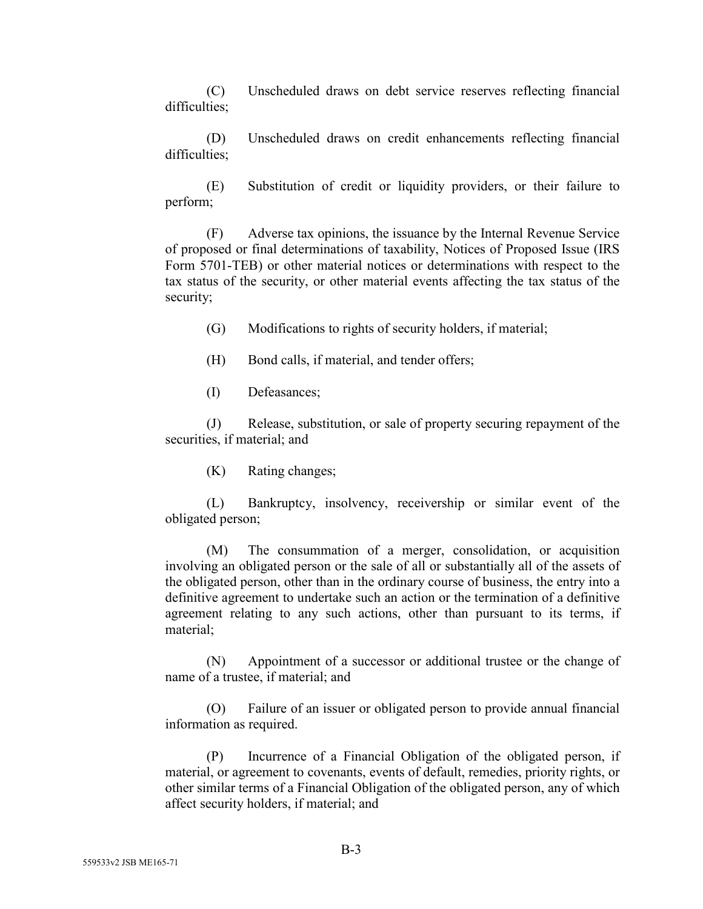(C) Unscheduled draws on debt service reserves reflecting financial difficulties;

(D) Unscheduled draws on credit enhancements reflecting financial difficulties;

(E) Substitution of credit or liquidity providers, or their failure to perform;

(F) Adverse tax opinions, the issuance by the Internal Revenue Service of proposed or final determinations of taxability, Notices of Proposed Issue (IRS Form 5701-TEB) or other material notices or determinations with respect to the tax status of the security, or other material events affecting the tax status of the security;

(G) Modifications to rights of security holders, if material;

(H) Bond calls, if material, and tender offers;

(I) Defeasances;

(J) Release, substitution, or sale of property securing repayment of the securities, if material; and

(K) Rating changes;

(L) Bankruptcy, insolvency, receivership or similar event of the obligated person;

(M) The consummation of a merger, consolidation, or acquisition involving an obligated person or the sale of all or substantially all of the assets of the obligated person, other than in the ordinary course of business, the entry into a definitive agreement to undertake such an action or the termination of a definitive agreement relating to any such actions, other than pursuant to its terms, if material;

(N) Appointment of a successor or additional trustee or the change of name of a trustee, if material; and

(O) Failure of an issuer or obligated person to provide annual financial information as required.

(P) Incurrence of a Financial Obligation of the obligated person, if material, or agreement to covenants, events of default, remedies, priority rights, or other similar terms of a Financial Obligation of the obligated person, any of which affect security holders, if material; and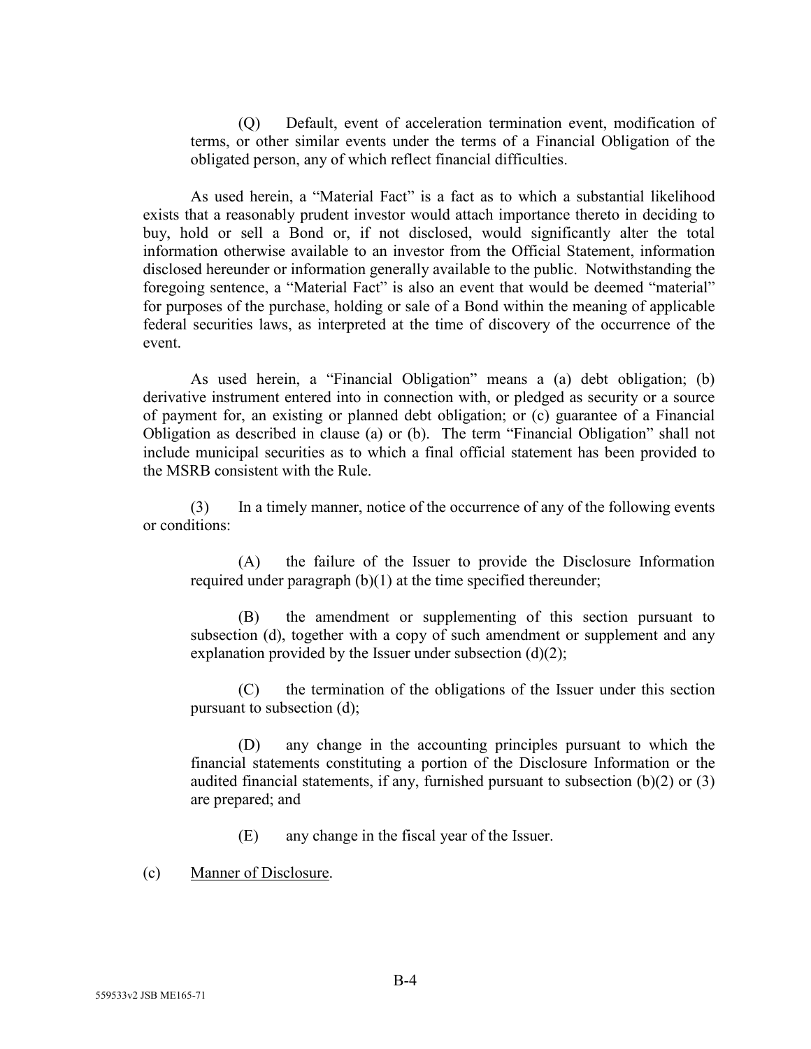(Q) Default, event of acceleration termination event, modification of terms, or other similar events under the terms of a Financial Obligation of the obligated person, any of which reflect financial difficulties.

As used herein, a "Material Fact" is a fact as to which a substantial likelihood exists that a reasonably prudent investor would attach importance thereto in deciding to buy, hold or sell a Bond or, if not disclosed, would significantly alter the total information otherwise available to an investor from the Official Statement, information disclosed hereunder or information generally available to the public. Notwithstanding the foregoing sentence, a "Material Fact" is also an event that would be deemed "material" for purposes of the purchase, holding or sale of a Bond within the meaning of applicable federal securities laws, as interpreted at the time of discovery of the occurrence of the event.

As used herein, a "Financial Obligation" means a (a) debt obligation; (b) derivative instrument entered into in connection with, or pledged as security or a source of payment for, an existing or planned debt obligation; or (c) guarantee of a Financial Obligation as described in clause (a) or (b). The term "Financial Obligation" shall not include municipal securities as to which a final official statement has been provided to the MSRB consistent with the Rule.

(3) In a timely manner, notice of the occurrence of any of the following events or conditions:

(A) the failure of the Issuer to provide the Disclosure Information required under paragraph (b)(1) at the time specified thereunder;

(B) the amendment or supplementing of this section pursuant to subsection (d), together with a copy of such amendment or supplement and any explanation provided by the Issuer under subsection (d)(2);

(C) the termination of the obligations of the Issuer under this section pursuant to subsection (d);

(D) any change in the accounting principles pursuant to which the financial statements constituting a portion of the Disclosure Information or the audited financial statements, if any, furnished pursuant to subsection (b)(2) or (3) are prepared; and

(E) any change in the fiscal year of the Issuer.

(c) Manner of Disclosure.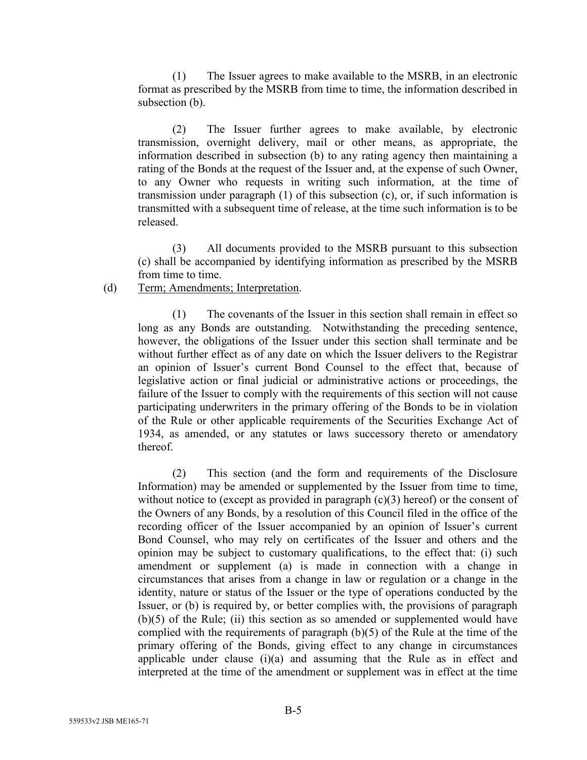(1) The Issuer agrees to make available to the MSRB, in an electronic format as prescribed by the MSRB from time to time, the information described in subsection (b).

(2) The Issuer further agrees to make available, by electronic transmission, overnight delivery, mail or other means, as appropriate, the information described in subsection (b) to any rating agency then maintaining a rating of the Bonds at the request of the Issuer and, at the expense of such Owner, to any Owner who requests in writing such information, at the time of transmission under paragraph (1) of this subsection (c), or, if such information is transmitted with a subsequent time of release, at the time such information is to be released.

(3) All documents provided to the MSRB pursuant to this subsection (c) shall be accompanied by identifying information as prescribed by the MSRB from time to time.

(d) Term; Amendments; Interpretation.

(1) The covenants of the Issuer in this section shall remain in effect so long as any Bonds are outstanding. Notwithstanding the preceding sentence, however, the obligations of the Issuer under this section shall terminate and be without further effect as of any date on which the Issuer delivers to the Registrar an opinion of Issuer's current Bond Counsel to the effect that, because of legislative action or final judicial or administrative actions or proceedings, the failure of the Issuer to comply with the requirements of this section will not cause participating underwriters in the primary offering of the Bonds to be in violation of the Rule or other applicable requirements of the Securities Exchange Act of 1934, as amended, or any statutes or laws successory thereto or amendatory thereof.

(2) This section (and the form and requirements of the Disclosure Information) may be amended or supplemented by the Issuer from time to time, without notice to (except as provided in paragraph (c)(3) hereof) or the consent of the Owners of any Bonds, by a resolution of this Council filed in the office of the recording officer of the Issuer accompanied by an opinion of Issuer's current Bond Counsel, who may rely on certificates of the Issuer and others and the opinion may be subject to customary qualifications, to the effect that: (i) such amendment or supplement (a) is made in connection with a change in circumstances that arises from a change in law or regulation or a change in the identity, nature or status of the Issuer or the type of operations conducted by the Issuer, or (b) is required by, or better complies with, the provisions of paragraph (b)(5) of the Rule; (ii) this section as so amended or supplemented would have complied with the requirements of paragraph (b)(5) of the Rule at the time of the primary offering of the Bonds, giving effect to any change in circumstances applicable under clause (i)(a) and assuming that the Rule as in effect and interpreted at the time of the amendment or supplement was in effect at the time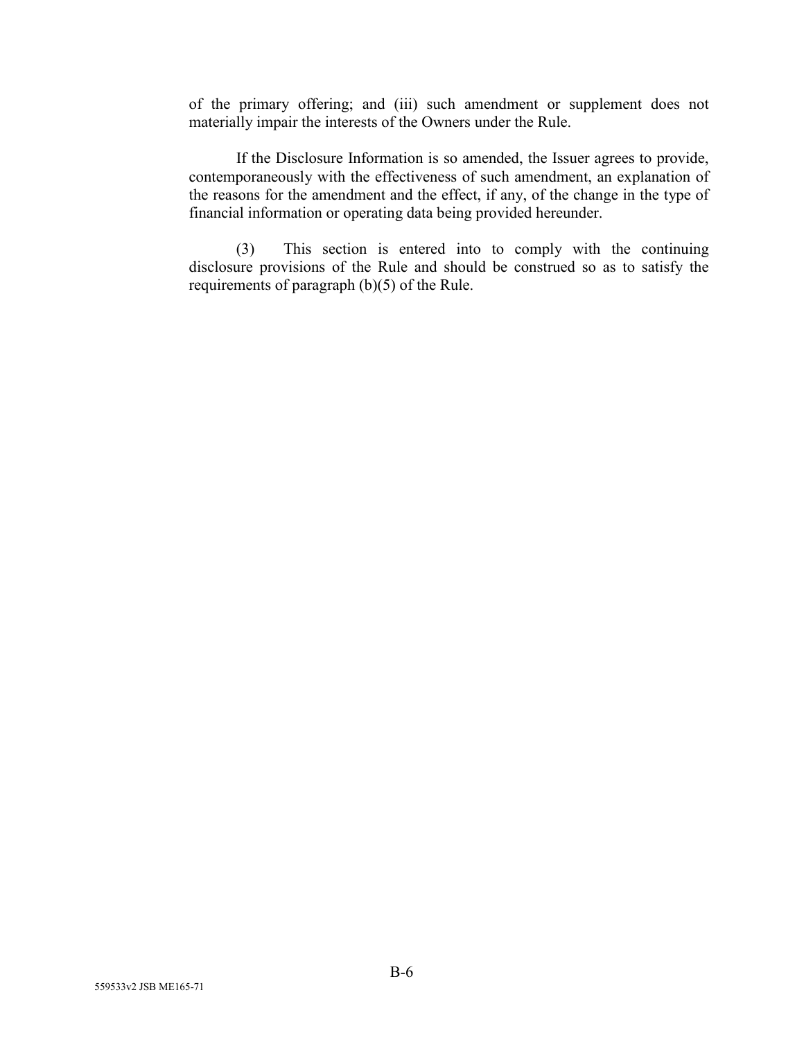of the primary offering; and (iii) such amendment or supplement does not materially impair the interests of the Owners under the Rule.

If the Disclosure Information is so amended, the Issuer agrees to provide, contemporaneously with the effectiveness of such amendment, an explanation of the reasons for the amendment and the effect, if any, of the change in the type of financial information or operating data being provided hereunder.

(3) This section is entered into to comply with the continuing disclosure provisions of the Rule and should be construed so as to satisfy the requirements of paragraph (b)(5) of the Rule.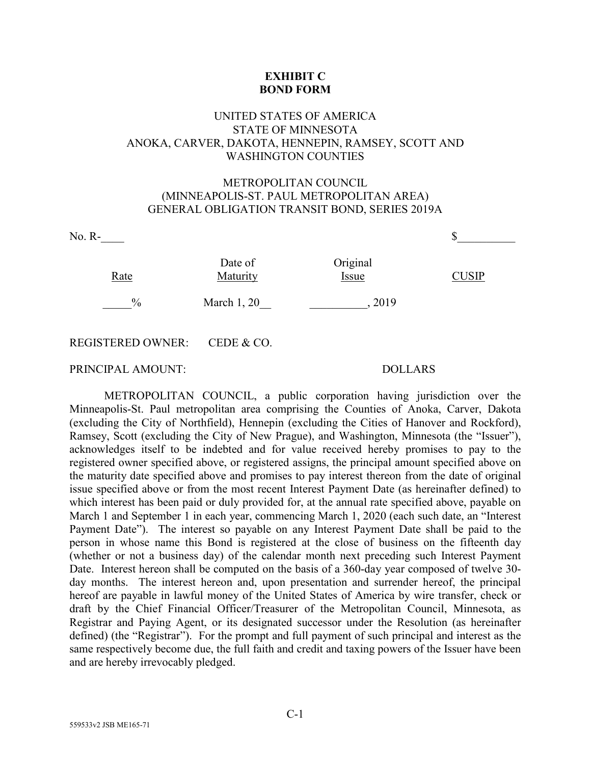**EXHIBIT C**
**BOND FORM**

UNITED STATES OF AMERICA
STATE OF MINNESOTA
ANOKA, CARVER, DAKOTA, HENNEPIN, RAMSEY, SCOTT AND WASHINGTON COUNTIES

METROPOLITAN COUNCIL
(MINNEAPOLIS-ST. PAUL METROPOLITAN AREA)
GENERAL OBLIGATION TRANSIT BOND, SERIES 2019A

No. R-____ $__________

| Rate | Date of Maturity | Original Issue | CUSIP |
|---|---|---|---|
| _____% | March 1, 20__ | __________, 2019 | |

REGISTERED OWNER: CEDE & CO.

PRINCIPAL AMOUNT: DOLLARS

METROPOLITAN COUNCIL, a public corporation having jurisdiction over the Minneapolis-St. Paul metropolitan area comprising the Counties of Anoka, Carver, Dakota (excluding the City of Northfield), Hennepin (excluding the Cities of Hanover and Rockford), Ramsey, Scott (excluding the City of New Prague), and Washington, Minnesota (the "Issuer"), acknowledges itself to be indebted and for value received hereby promises to pay to the registered owner specified above, or registered assigns, the principal amount specified above on the maturity date specified above and promises to pay interest thereon from the date of original issue specified above or from the most recent Interest Payment Date (as hereinafter defined) to which interest has been paid or duly provided for, at the annual rate specified above, payable on March 1 and September 1 in each year, commencing March 1, 2020 (each such date, an "Interest Payment Date"). The interest so payable on any Interest Payment Date shall be paid to the person in whose name this Bond is registered at the close of business on the fifteenth day (whether or not a business day) of the calendar month next preceding such Interest Payment Date. Interest hereon shall be computed on the basis of a 360-day year composed of twelve 30-day months. The interest hereon and, upon presentation and surrender hereof, the principal hereof are payable in lawful money of the United States of America by wire transfer, check or draft by the Chief Financial Officer/Treasurer of the Metropolitan Council, Minnesota, as Registrar and Paying Agent, or its designated successor under the Resolution (as hereinafter defined) (the "Registrar"). For the prompt and full payment of such principal and interest as the same respectively become due, the full faith and credit and taxing powers of the Issuer have been and are hereby irrevocably pledged.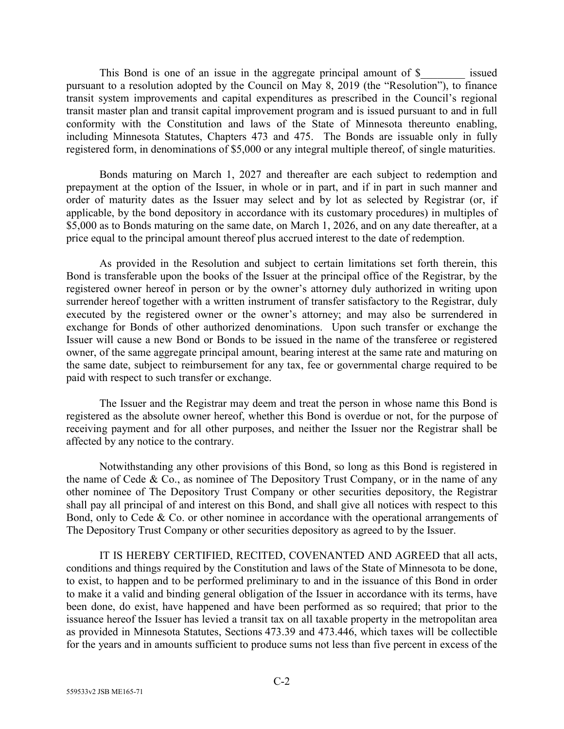This Bond is one of an issue in the aggregate principal amount of $________ issued pursuant to a resolution adopted by the Council on May 8, 2019 (the "Resolution"), to finance transit system improvements and capital expenditures as prescribed in the Council's regional transit master plan and transit capital improvement program and is issued pursuant to and in full conformity with the Constitution and laws of the State of Minnesota thereunto enabling, including Minnesota Statutes, Chapters 473 and 475. The Bonds are issuable only in fully registered form, in denominations of $5,000 or any integral multiple thereof, of single maturities.

Bonds maturing on March 1, 2027 and thereafter are each subject to redemption and prepayment at the option of the Issuer, in whole or in part, and if in part in such manner and order of maturity dates as the Issuer may select and by lot as selected by Registrar (or, if applicable, by the bond depository in accordance with its customary procedures) in multiples of $5,000 as to Bonds maturing on the same date, on March 1, 2026, and on any date thereafter, at a price equal to the principal amount thereof plus accrued interest to the date of redemption.

As provided in the Resolution and subject to certain limitations set forth therein, this Bond is transferable upon the books of the Issuer at the principal office of the Registrar, by the registered owner hereof in person or by the owner's attorney duly authorized in writing upon surrender hereof together with a written instrument of transfer satisfactory to the Registrar, duly executed by the registered owner or the owner's attorney; and may also be surrendered in exchange for Bonds of other authorized denominations. Upon such transfer or exchange the Issuer will cause a new Bond or Bonds to be issued in the name of the transferee or registered owner, of the same aggregate principal amount, bearing interest at the same rate and maturing on the same date, subject to reimbursement for any tax, fee or governmental charge required to be paid with respect to such transfer or exchange.

The Issuer and the Registrar may deem and treat the person in whose name this Bond is registered as the absolute owner hereof, whether this Bond is overdue or not, for the purpose of receiving payment and for all other purposes, and neither the Issuer nor the Registrar shall be affected by any notice to the contrary.

Notwithstanding any other provisions of this Bond, so long as this Bond is registered in the name of Cede & Co., as nominee of The Depository Trust Company, or in the name of any other nominee of The Depository Trust Company or other securities depository, the Registrar shall pay all principal of and interest on this Bond, and shall give all notices with respect to this Bond, only to Cede & Co. or other nominee in accordance with the operational arrangements of The Depository Trust Company or other securities depository as agreed to by the Issuer.

IT IS HEREBY CERTIFIED, RECITED, COVENANTED AND AGREED that all acts, conditions and things required by the Constitution and laws of the State of Minnesota to be done, to exist, to happen and to be performed preliminary to and in the issuance of this Bond in order to make it a valid and binding general obligation of the Issuer in accordance with its terms, have been done, do exist, have happened and have been performed as so required; that prior to the issuance hereof the Issuer has levied a transit tax on all taxable property in the metropolitan area as provided in Minnesota Statutes, Sections 473.39 and 473.446, which taxes will be collectible for the years and in amounts sufficient to produce sums not less than five percent in excess of the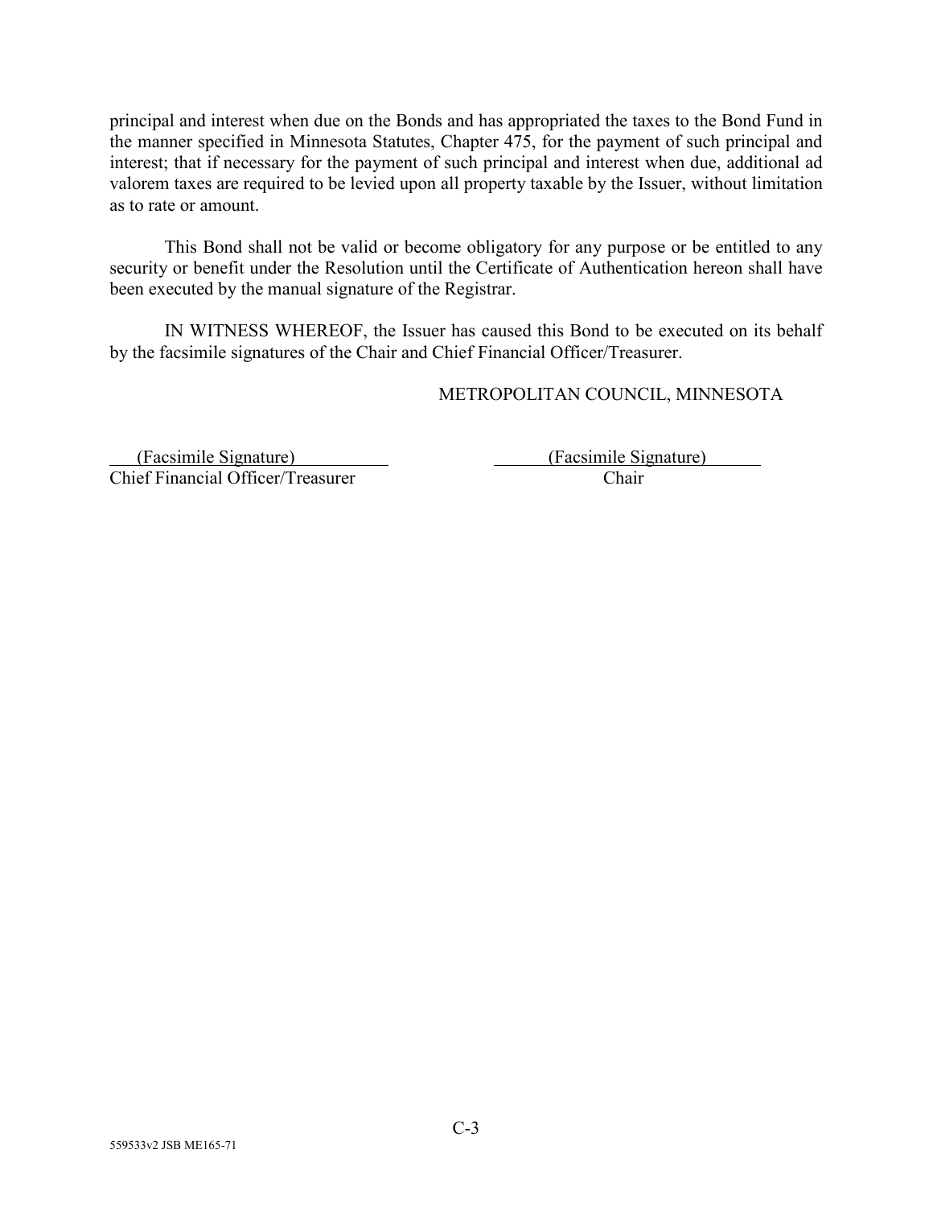principal and interest when due on the Bonds and has appropriated the taxes to the Bond Fund in the manner specified in Minnesota Statutes, Chapter 475, for the payment of such principal and interest; that if necessary for the payment of such principal and interest when due, additional ad valorem taxes are required to be levied upon all property taxable by the Issuer, without limitation as to rate or amount.

This Bond shall not be valid or become obligatory for any purpose or be entitled to any security or benefit under the Resolution until the Certificate of Authentication hereon shall have been executed by the manual signature of the Registrar.

IN WITNESS WHEREOF, the Issuer has caused this Bond to be executed on its behalf by the facsimile signatures of the Chair and Chief Financial Officer/Treasurer.

METROPOLITAN COUNCIL, MINNESOTA

(Facsimile Signature)
Chief Financial Officer/Treasurer

(Facsimile Signature)
Chair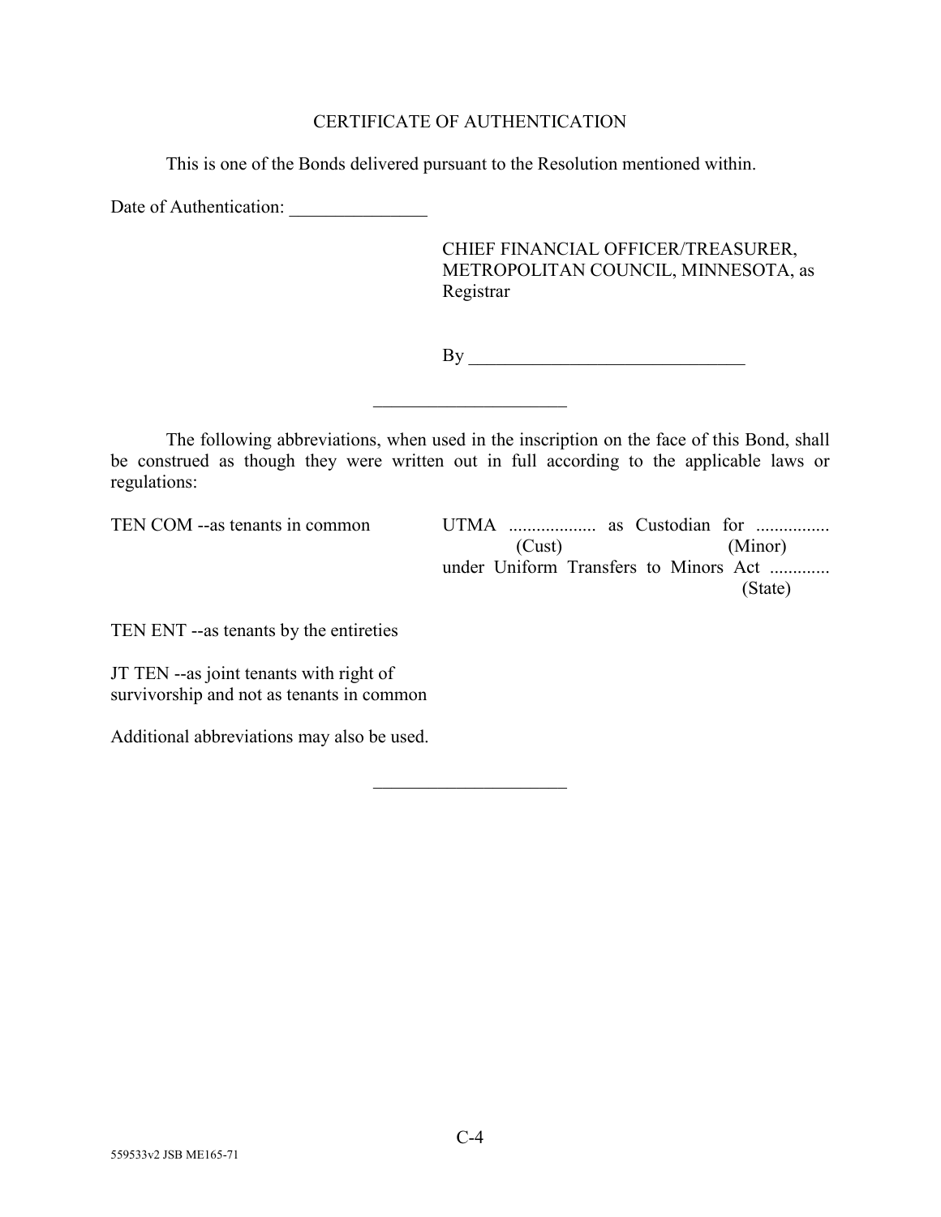CERTIFICATE OF AUTHENTICATION

This is one of the Bonds delivered pursuant to the Resolution mentioned within.

Date of Authentication: _______________

CHIEF FINANCIAL OFFICER/TREASURER,
METROPOLITAN COUNCIL, MINNESOTA, as Registrar

By ______________________________

---

The following abbreviations, when used in the inscription on the face of this Bond, shall be construed as though they were written out in full according to the applicable laws or regulations:

TEN COM --as tenants in common

UTMA .................. as Custodian for ................
(Cust) (Minor)
under Uniform Transfers to Minors Act .............
(State)

TEN ENT --as tenants by the entireties

JT TEN --as joint tenants with right of survivorship and not as tenants in common

Additional abbreviations may also be used.

---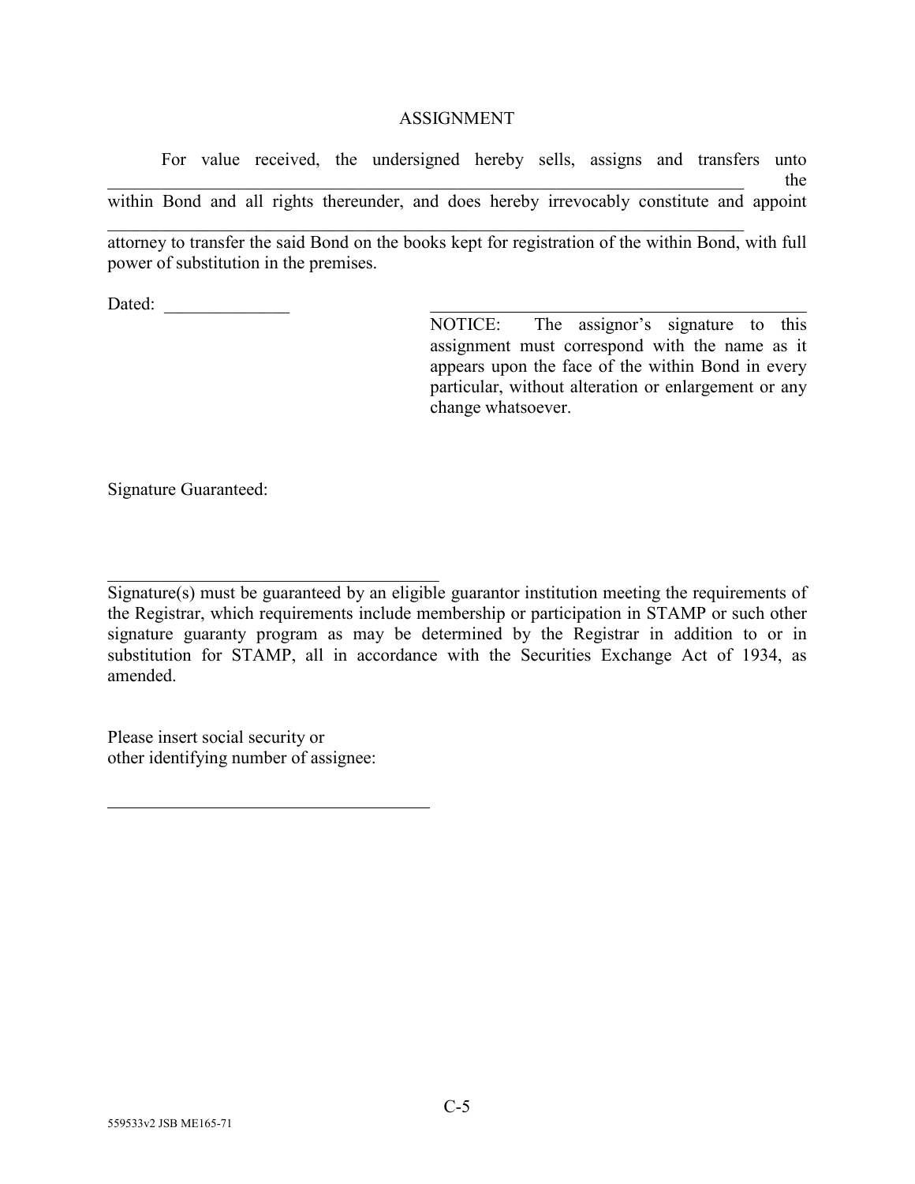# ASSIGNMENT

For value received, the undersigned hereby sells, assigns and transfers unto ______________________________________________________________________ the within Bond and all rights thereunder, and does hereby irrevocably constitute and appoint ______________________________________________________________________ attorney to transfer the said Bond on the books kept for registration of the within Bond, with full power of substitution in the premises.

Dated: ______________

____________________________________

NOTICE: The assignor's signature to this assignment must correspond with the name as it appears upon the face of the within Bond in every particular, without alteration or enlargement or any change whatsoever.

Signature Guaranteed:

____________________________________

Signature(s) must be guaranteed by an eligible guarantor institution meeting the requirements of the Registrar, which requirements include membership or participation in STAMP or such other signature guaranty program as may be determined by the Registrar in addition to or in substitution for STAMP, all in accordance with the Securities Exchange Act of 1934, as amended.

Please insert social security or
other identifying number of assignee:

____________________________________

559533v2 JSB ME165-71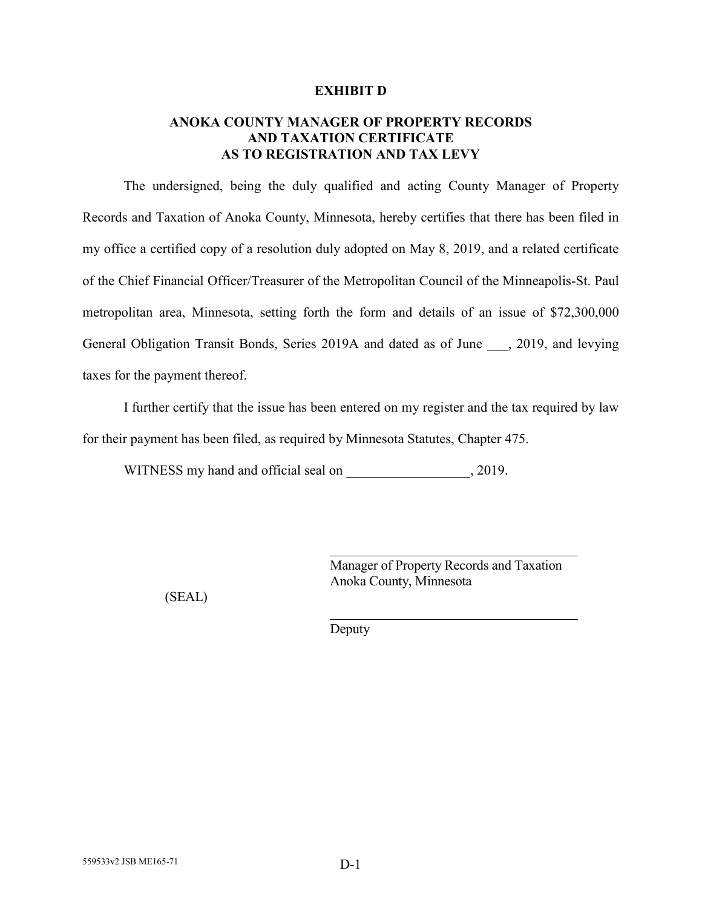# EXHIBIT D

## ANOKA COUNTY MANAGER OF PROPERTY RECORDS AND TAXATION CERTIFICATE AS TO REGISTRATION AND TAX LEVY

The undersigned, being the duly qualified and acting County Manager of Property Records and Taxation of Anoka County, Minnesota, hereby certifies that there has been filed in my office a certified copy of a resolution duly adopted on May 8, 2019, and a related certificate of the Chief Financial Officer/Treasurer of the Metropolitan Council of the Minneapolis-St. Paul metropolitan area, Minnesota, setting forth the form and details of an issue of $72,300,000 General Obligation Transit Bonds, Series 2019A and dated as of June ___, 2019, and levying taxes for the payment thereof.

I further certify that the issue has been entered on my register and the tax required by law for their payment has been filed, as required by Minnesota Statutes, Chapter 475.

WITNESS my hand and official seal on __________________, 2019.

_____________________________________
Manager of Property Records and Taxation
Anoka County, Minnesota

(SEAL)

_____________________________________
Deputy

559533v2 JSB ME165-71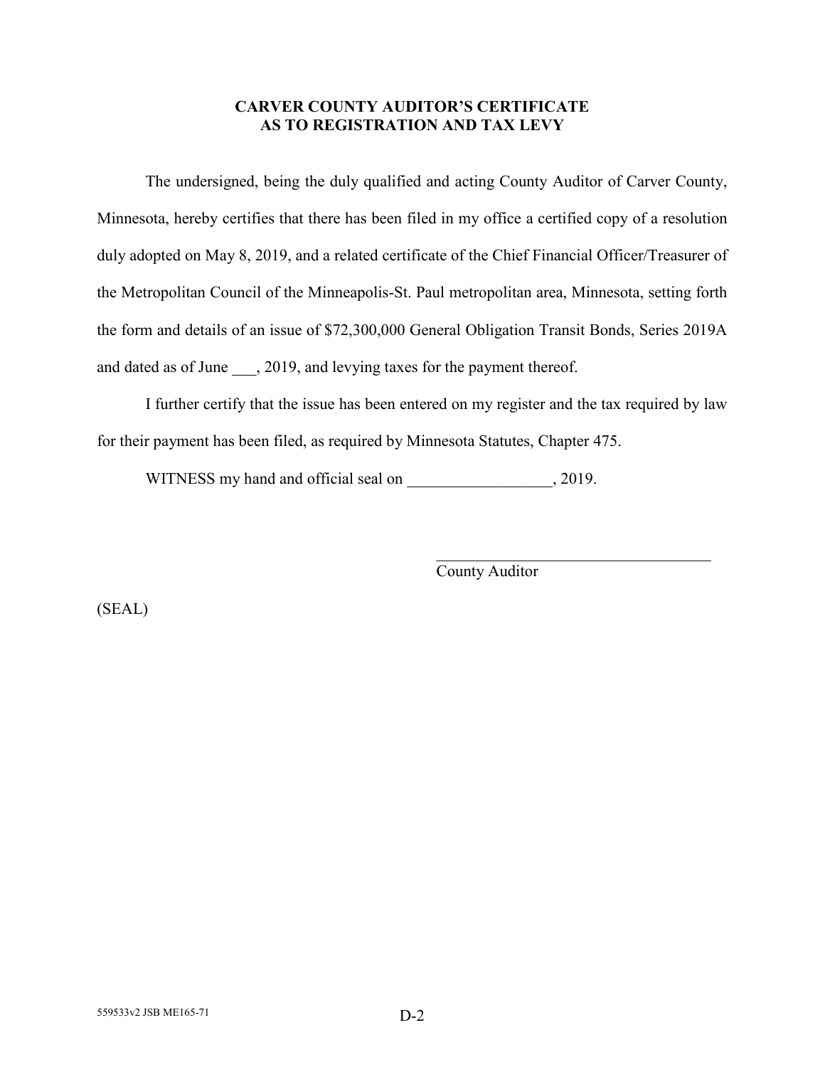**CARVER COUNTY AUDITOR'S CERTIFICATE AS TO REGISTRATION AND TAX LEVY**

The undersigned, being the duly qualified and acting County Auditor of Carver County, Minnesota, hereby certifies that there has been filed in my office a certified copy of a resolution duly adopted on May 8, 2019, and a related certificate of the Chief Financial Officer/Treasurer of the Metropolitan Council of the Minneapolis-St. Paul metropolitan area, Minnesota, setting forth the form and details of an issue of $72,300,000 General Obligation Transit Bonds, Series 2019A and dated as of June ___, 2019, and levying taxes for the payment thereof.

I further certify that the issue has been entered on my register and the tax required by law for their payment has been filed, as required by Minnesota Statutes, Chapter 475.

WITNESS my hand and official seal on __________________, 2019.

____________________________________
County Auditor

(SEAL)

559533v2 JSB ME165-71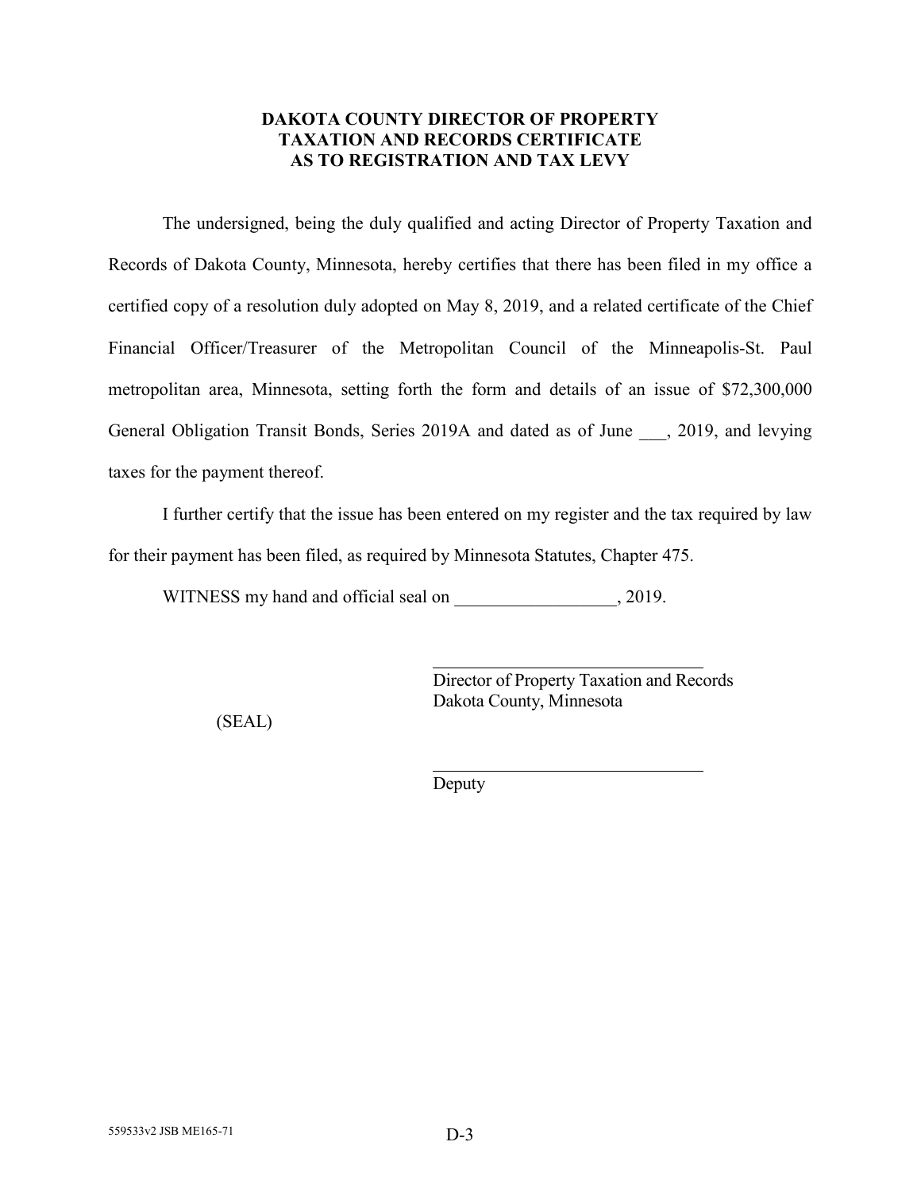**DAKOTA COUNTY DIRECTOR OF PROPERTY TAXATION AND RECORDS CERTIFICATE AS TO REGISTRATION AND TAX LEVY**

The undersigned, being the duly qualified and acting Director of Property Taxation and Records of Dakota County, Minnesota, hereby certifies that there has been filed in my office a certified copy of a resolution duly adopted on May 8, 2019, and a related certificate of the Chief Financial Officer/Treasurer of the Metropolitan Council of the Minneapolis-St. Paul metropolitan area, Minnesota, setting forth the form and details of an issue of $72,300,000 General Obligation Transit Bonds, Series 2019A and dated as of June ___, 2019, and levying taxes for the payment thereof.

I further certify that the issue has been entered on my register and the tax required by law for their payment has been filed, as required by Minnesota Statutes, Chapter 475.

WITNESS my hand and official seal on __________________, 2019.

(SEAL)

_______________________________
Director of Property Taxation and Records
Dakota County, Minnesota

_______________________________
Deputy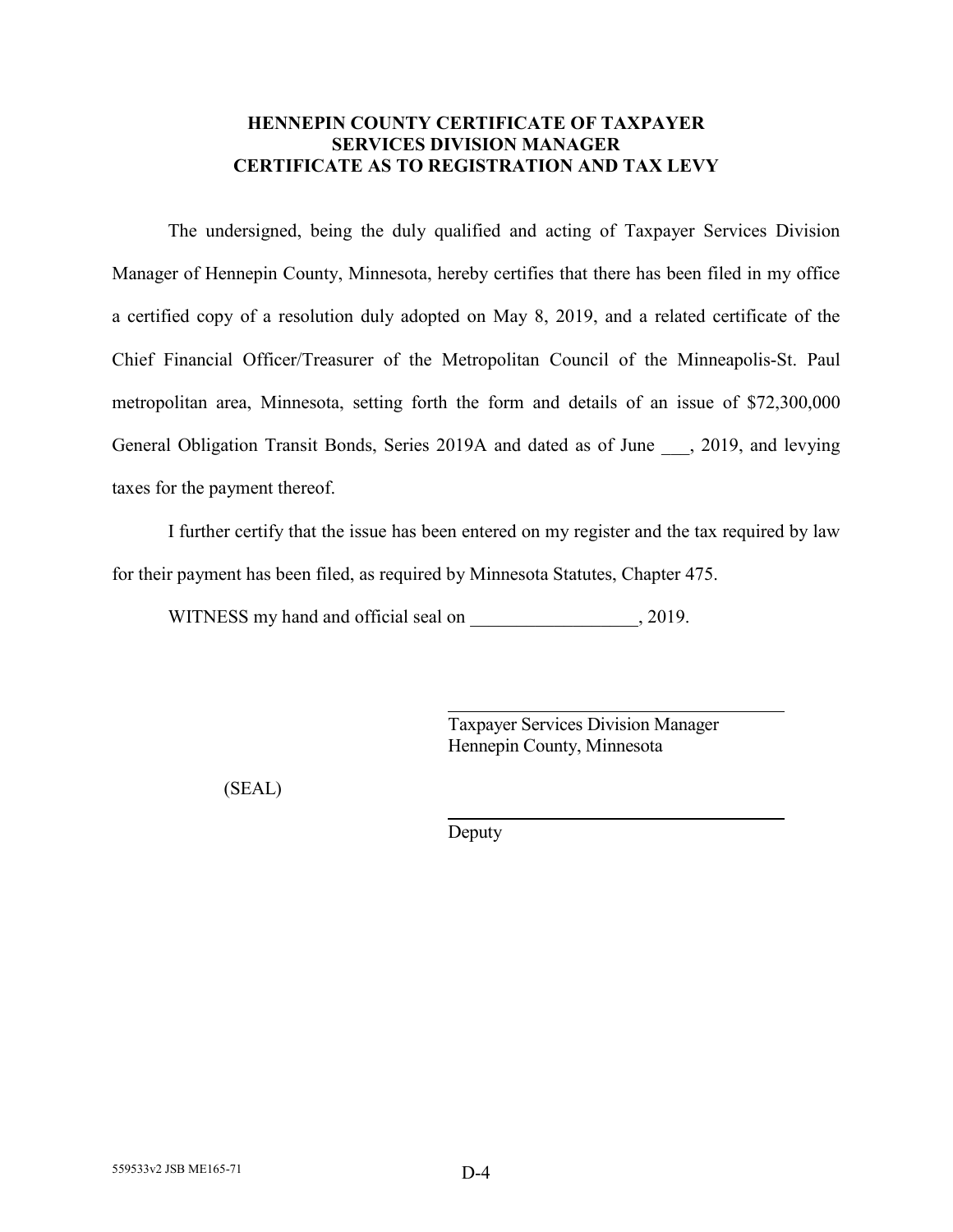**HENNEPIN COUNTY CERTIFICATE OF TAXPAYER SERVICES DIVISION MANAGER CERTIFICATE AS TO REGISTRATION AND TAX LEVY**

The undersigned, being the duly qualified and acting of Taxpayer Services Division Manager of Hennepin County, Minnesota, hereby certifies that there has been filed in my office a certified copy of a resolution duly adopted on May 8, 2019, and a related certificate of the Chief Financial Officer/Treasurer of the Metropolitan Council of the Minneapolis-St. Paul metropolitan area, Minnesota, setting forth the form and details of an issue of $72,300,000 General Obligation Transit Bonds, Series 2019A and dated as of June ___, 2019, and levying taxes for the payment thereof.

I further certify that the issue has been entered on my register and the tax required by law for their payment has been filed, as required by Minnesota Statutes, Chapter 475.

WITNESS my hand and official seal on __________________, 2019.

_________________________________
Taxpayer Services Division Manager
Hennepin County, Minnesota

(SEAL)

_________________________________
Deputy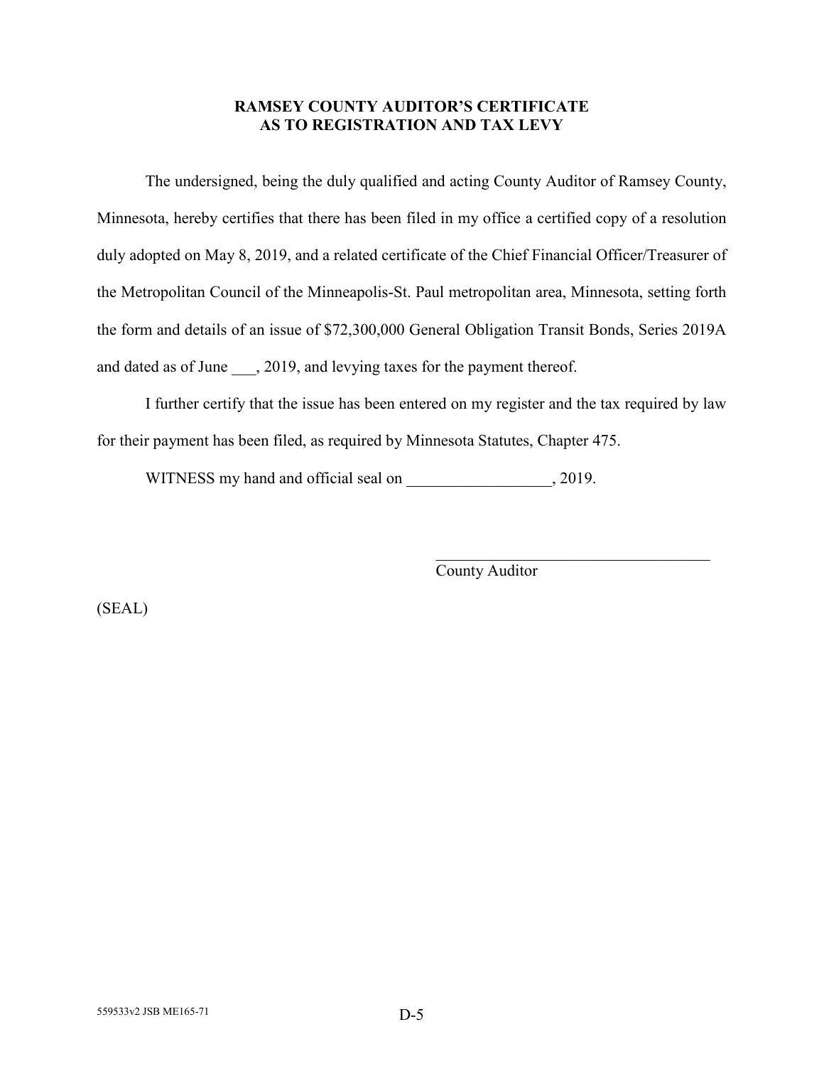**RAMSEY COUNTY AUDITOR'S CERTIFICATE AS TO REGISTRATION AND TAX LEVY**

The undersigned, being the duly qualified and acting County Auditor of Ramsey County, Minnesota, hereby certifies that there has been filed in my office a certified copy of a resolution duly adopted on May 8, 2019, and a related certificate of the Chief Financial Officer/Treasurer of the Metropolitan Council of the Minneapolis-St. Paul metropolitan area, Minnesota, setting forth the form and details of an issue of $72,300,000 General Obligation Transit Bonds, Series 2019A and dated as of June ___, 2019, and levying taxes for the payment thereof.

I further certify that the issue has been entered on my register and the tax required by law for their payment has been filed, as required by Minnesota Statutes, Chapter 475.

WITNESS my hand and official seal on __________________, 2019.

____________________________________
County Auditor

(SEAL)

559533v2 JSB ME165-71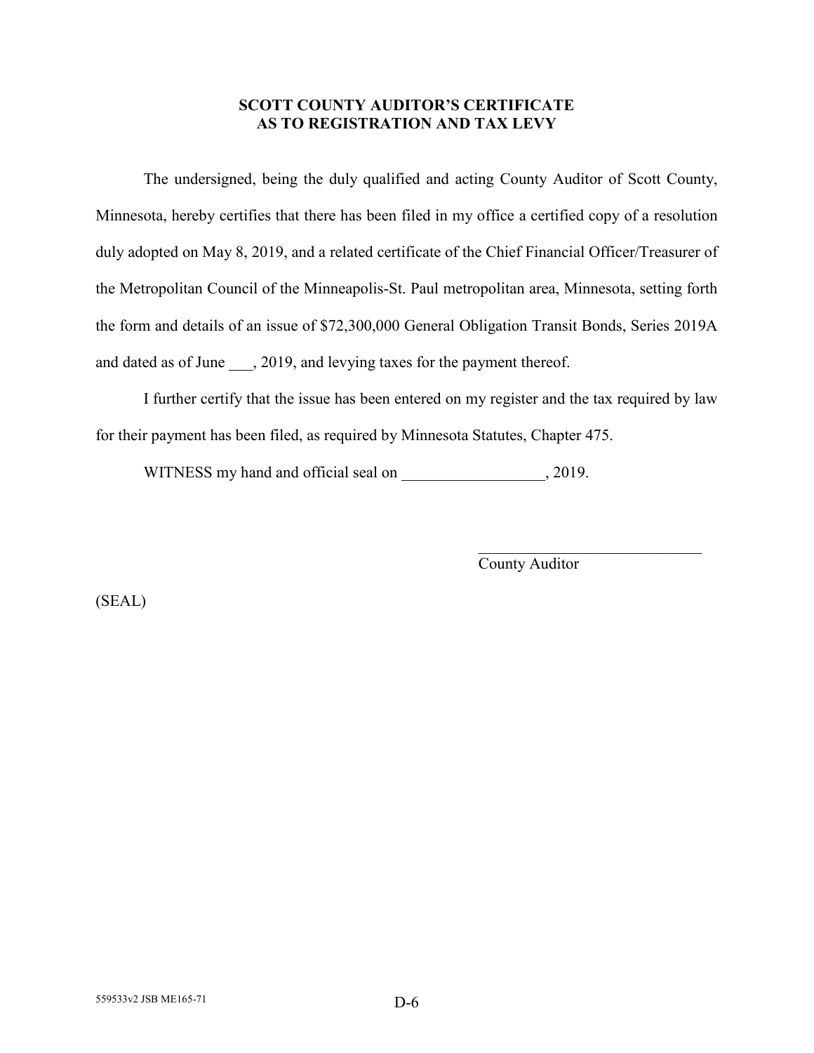**SCOTT COUNTY AUDITOR'S CERTIFICATE**
**AS TO REGISTRATION AND TAX LEVY**

The undersigned, being the duly qualified and acting County Auditor of Scott County, Minnesota, hereby certifies that there has been filed in my office a certified copy of a resolution duly adopted on May 8, 2019, and a related certificate of the Chief Financial Officer/Treasurer of the Metropolitan Council of the Minneapolis-St. Paul metropolitan area, Minnesota, setting forth the form and details of an issue of $72,300,000 General Obligation Transit Bonds, Series 2019A and dated as of June ___, 2019, and levying taxes for the payment thereof.

I further certify that the issue has been entered on my register and the tax required by law for their payment has been filed, as required by Minnesota Statutes, Chapter 475.

WITNESS my hand and official seal on __________________, 2019.

_____________________________
County Auditor

(SEAL)

559533v2 JSB ME165-71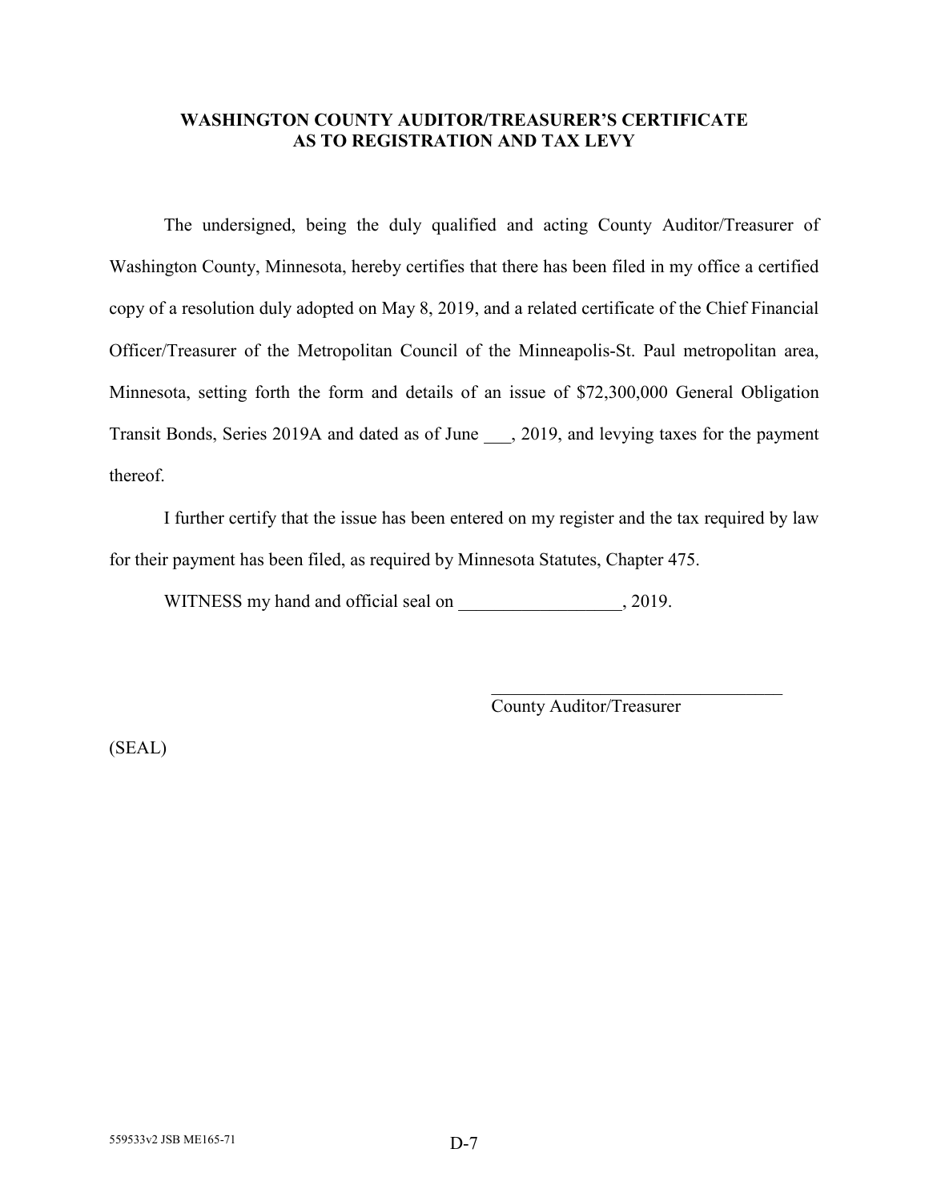**WASHINGTON COUNTY AUDITOR/TREASURER'S CERTIFICATE AS TO REGISTRATION AND TAX LEVY**

The undersigned, being the duly qualified and acting County Auditor/Treasurer of Washington County, Minnesota, hereby certifies that there has been filed in my office a certified copy of a resolution duly adopted on May 8, 2019, and a related certificate of the Chief Financial Officer/Treasurer of the Metropolitan Council of the Minneapolis-St. Paul metropolitan area, Minnesota, setting forth the form and details of an issue of $72,300,000 General Obligation Transit Bonds, Series 2019A and dated as of June ___, 2019, and levying taxes for the payment thereof.

I further certify that the issue has been entered on my register and the tax required by law for their payment has been filed, as required by Minnesota Statutes, Chapter 475.

WITNESS my hand and official seal on __________________, 2019.

__________________________________
County Auditor/Treasurer

(SEAL)

559533v2 JSB ME165-71